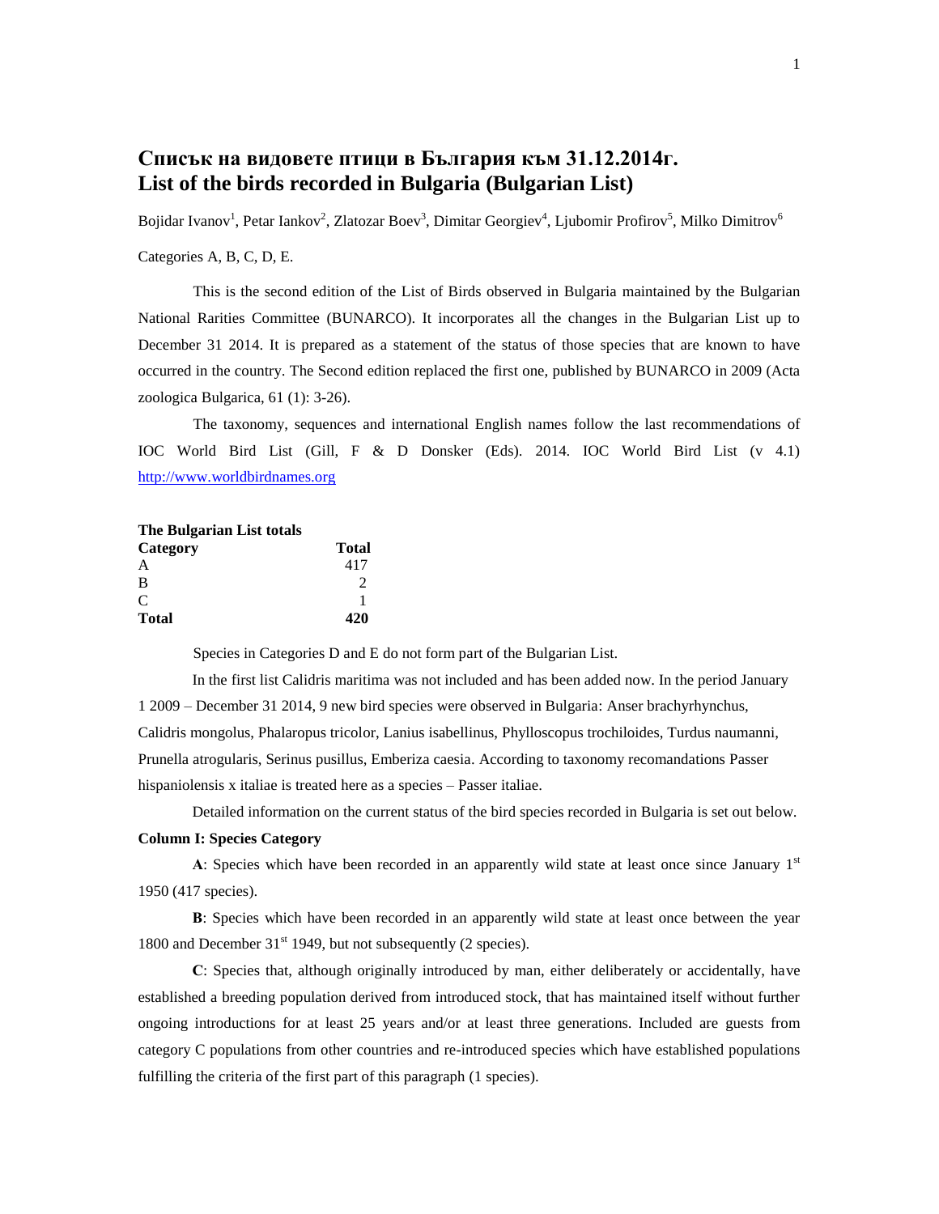# Списък на видовете птици в България към 31.12.2014г.
# List of the birds recorded in Bulgaria (Bulgarian List)

Bojidar Ivanov[1], Petar Iankov[2], Zlatozar Boev[3], Dimitar Georgiev[4], Ljubomir Profirov[5], Milko Dimitrov[6]

Categories A, B, C, D, E.

This is the second edition of the List of Birds observed in Bulgaria maintained by the Bulgarian National Rarities Committee (BUNARCO). It incorporates all the changes in the Bulgarian List up to December 31 2014. It is prepared as a statement of the status of those species that are known to have occurred in the country. The Second edition replaced the first one, published by BUNARCO in 2009 (Acta zoologica Bulgarica, 61 (1): 3-26).

The taxonomy, sequences and international English names follow the last recommendations of IOC World Bird List (Gill, F & D Donsker (Eds). 2014. IOC World Bird List (v 4.1) http://www.worldbirdnames.org

**The Bulgarian List totals**

| **Category** | **Total** |
|---|---|
| A | 417 |
| B | 2 |
| C | 1 |
| **Total** | **420** |

Species in Categories D and E do not form part of the Bulgarian List.

In the first list Calidris maritima was not included and has been added now. In the period January 1 2009 – December 31 2014, 9 new bird species were observed in Bulgaria: Anser brachyrhynchus, Calidris mongolus, Phalaropus tricolor, Lanius isabellinus, Phylloscopus trochiloides, Turdus naumanni, Prunella atrogularis, Serinus pusillus, Emberiza caesia. According to taxonomy recomandations Passer hispaniolensis x italiae is treated here as a species – Passer italiae.

Detailed information on the current status of the bird species recorded in Bulgaria is set out below.

**Column I: Species Category**

**A**: Species which have been recorded in an apparently wild state at least once since January 1st 1950 (417 species).

**B**: Species which have been recorded in an apparently wild state at least once between the year 1800 and December 31st 1949, but not subsequently (2 species).

**C**: Species that, although originally introduced by man, either deliberately or accidentally, have established a breeding population derived from introduced stock, that has maintained itself without further ongoing introductions for at least 25 years and/or at least three generations. Included are guests from category C populations from other countries and re-introduced species which have established populations fulfilling the criteria of the first part of this paragraph (1 species).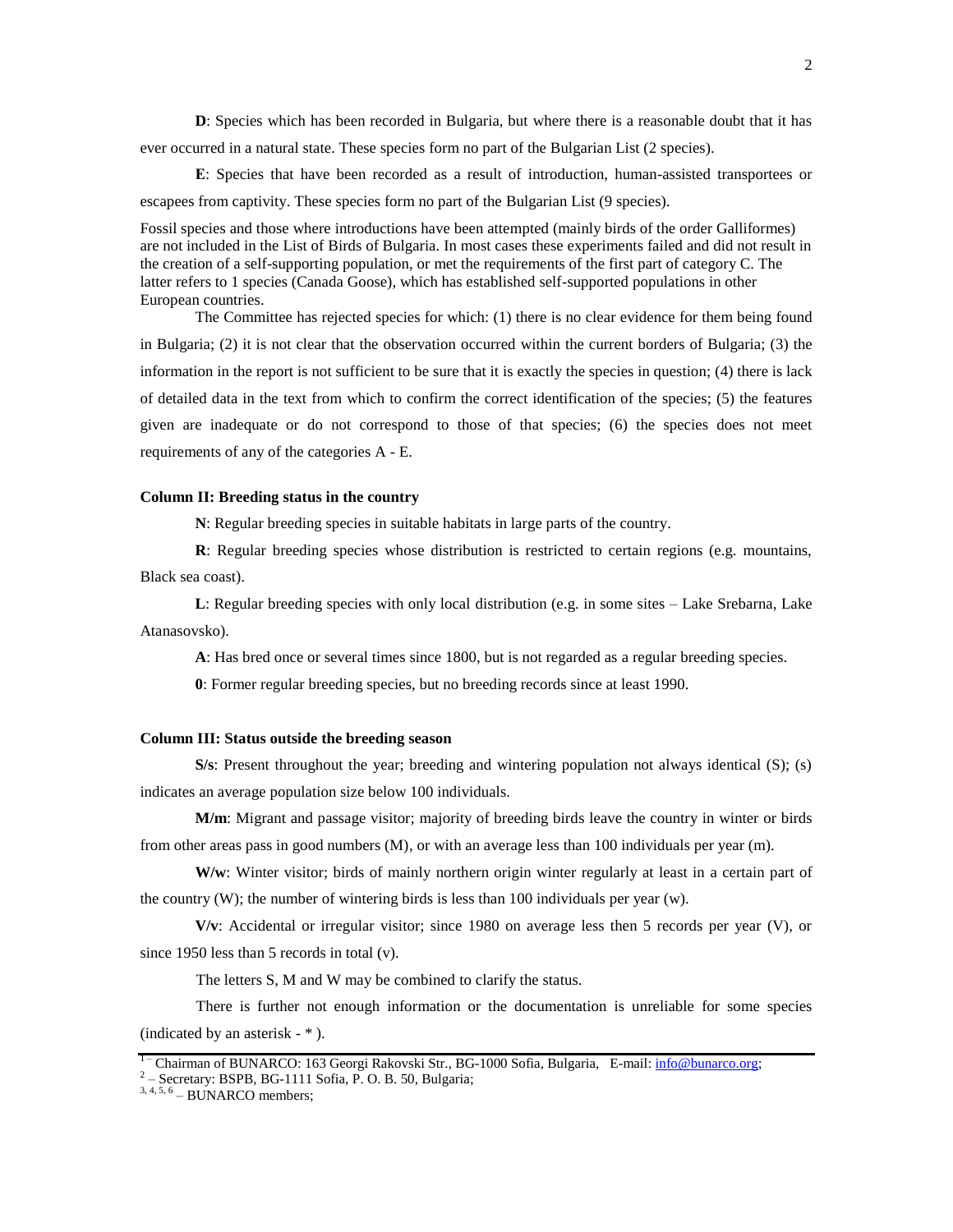**D**: Species which has been recorded in Bulgaria, but where there is a reasonable doubt that it has ever occurred in a natural state. These species form no part of the Bulgarian List (2 species).

**E**: Species that have been recorded as a result of introduction, human-assisted transportees or escapees from captivity. These species form no part of the Bulgarian List (9 species).

Fossil species and those where introductions have been attempted (mainly birds of the order Galliformes) are not included in the List of Birds of Bulgaria. In most cases these experiments failed and did not result in the creation of a self-supporting population, or met the requirements of the first part of category C. The latter refers to 1 species (Canada Goose), which has established self-supported populations in other European countries.

The Committee has rejected species for which: (1) there is no clear evidence for them being found in Bulgaria; (2) it is not clear that the observation occurred within the current borders of Bulgaria; (3) the information in the report is not sufficient to be sure that it is exactly the species in question; (4) there is lack of detailed data in the text from which to confirm the correct identification of the species; (5) the features given are inadequate or do not correspond to those of that species; (6) the species does not meet requirements of any of the categories A - E.

### Column II: Breeding status in the country

**N**: Regular breeding species in suitable habitats in large parts of the country.

**R**: Regular breeding species whose distribution is restricted to certain regions (e.g. mountains, Black sea coast).

**L**: Regular breeding species with only local distribution (e.g. in some sites – Lake Srebarna, Lake Atanasovsko).

**A**: Has bred once or several times since 1800, but is not regarded as a regular breeding species.

**0**: Former regular breeding species, but no breeding records since at least 1990.

### Column III: Status outside the breeding season

**S/s**: Present throughout the year; breeding and wintering population not always identical (S); (s) indicates an average population size below 100 individuals.

**M/m**: Migrant and passage visitor; majority of breeding birds leave the country in winter or birds from other areas pass in good numbers (M), or with an average less than 100 individuals per year (m).

**W/w**: Winter visitor; birds of mainly northern origin winter regularly at least in a certain part of the country (W); the number of wintering birds is less than 100 individuals per year (w).

**V/v**: Accidental or irregular visitor; since 1980 on average less then 5 records per year (V), or since 1950 less than 5 records in total (v).

The letters S, M and W may be combined to clarify the status.

There is further not enough information or the documentation is unreliable for some species (indicated by an asterisk - * ).

---

[1] – Chairman of BUNARCO: 163 Georgi Rakovski Str., BG-1000 Sofia, Bulgaria, E-mail: info@bunarco.org;
[2] – Secretary: BSPB, BG-1111 Sofia, P. O. B. 50, Bulgaria;
[3, 4, 5, 6] – BUNARCO members;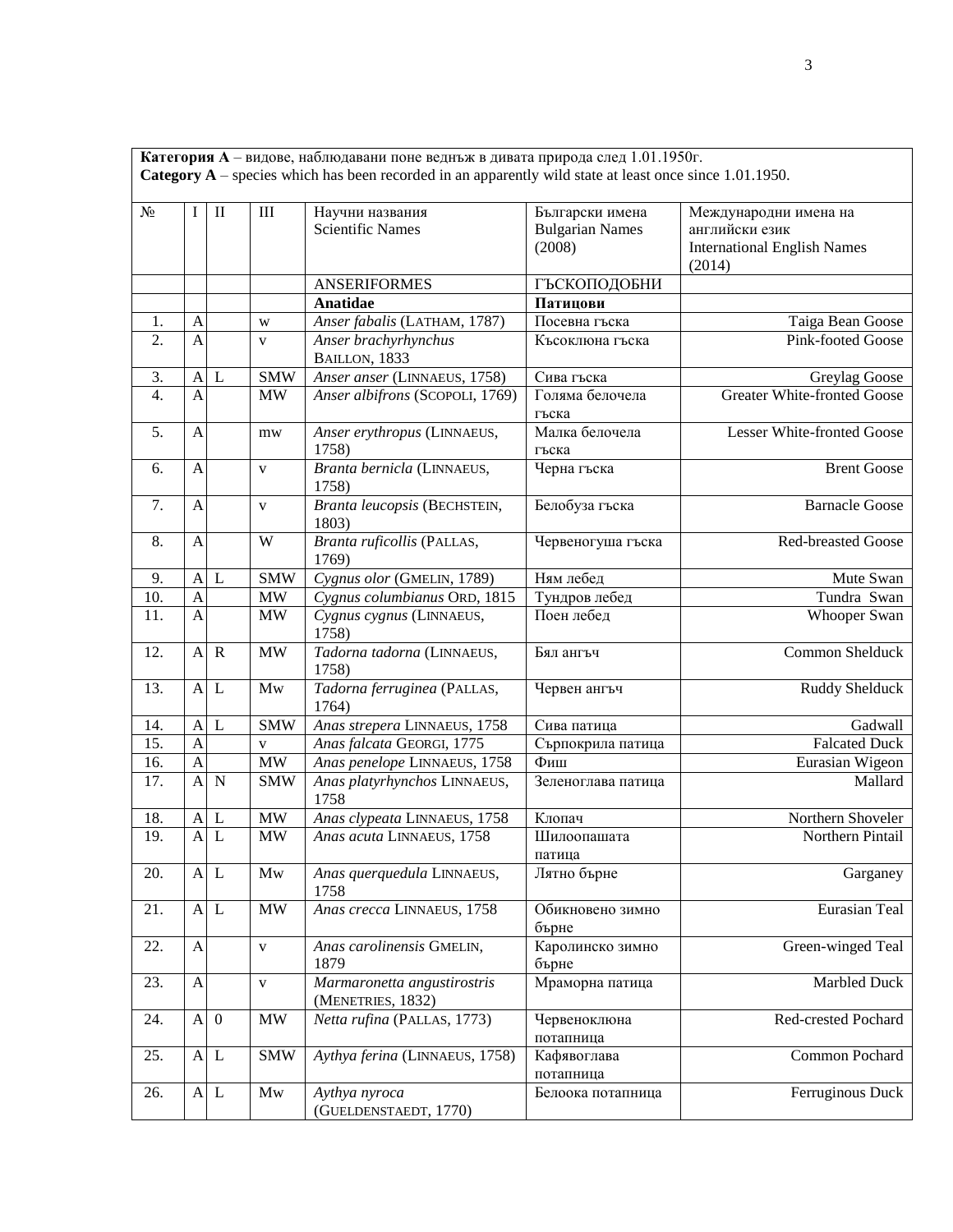**Категория А** – видове, наблюдавани поне веднъж в дивата природа след 1.01.1950г.
**Category A** – species which has been recorded in an apparently wild state at least once since 1.01.1950.

| № | I | II | III | Научни названия Scientific Names | Български имена Bulgarian Names (2008) | Международни имена на английски език International English Names (2014) |
|---|---|---|---|---|---|---|
| | | | | ANSERIFORMES | ГЪСКОПОДОБНИ | |
| | | | | **Anatidae** | **Патицови** | |
| 1. | A | | w | *Anser fabalis* (LATHAM, 1787) | Посевна гъска | Taiga Bean Goose |
| 2. | A | | v | *Anser brachyrhynchus* BAILLON, 1833 | Късоклюна гъска | Pink-footed Goose |
| 3. | A | L | SMW | *Anser anser* (LINNAEUS, 1758) | Сива гъска | Greylag Goose |
| 4. | A | | MW | *Anser albifrons* (SCOPOLI, 1769) | Голяма белочела гъска | Greater White-fronted Goose |
| 5. | A | | mw | *Anser erythropus* (LINNAEUS, 1758) | Малка белочела гъска | Lesser White-fronted Goose |
| 6. | A | | v | *Branta bernicla* (LINNAEUS, 1758) | Черна гъска | Brent Goose |
| 7. | A | | v | *Branta leucopsis* (BECHSTEIN, 1803) | Белобуза гъска | Barnacle Goose |
| 8. | A | | W | *Branta ruficollis* (PALLAS, 1769) | Червеногуша гъска | Red-breasted Goose |
| 9. | A | L | SMW | *Cygnus olor* (GMELIN, 1789) | Ням лебед | Mute Swan |
| 10. | A | | MW | *Cygnus columbianus* ORD, 1815 | Тундров лебед | Tundra Swan |
| 11. | A | | MW | *Cygnus cygnus* (LINNAEUS, 1758) | Поен лебед | Whooper Swan |
| 12. | A | R | MW | *Tadorna tadorna* (LINNAEUS, 1758) | Бял ангъч | Common Shelduck |
| 13. | A | L | Mw | *Tadorna ferruginea* (PALLAS, 1764) | Червен ангъч | Ruddy Shelduck |
| 14. | A | L | SMW | *Anas strepera* LINNAEUS, 1758 | Сива патица | Gadwall |
| 15. | A | | v | *Anas falcata* GEORGI, 1775 | Сърпокрила патица | Falcated Duck |
| 16. | A | | MW | *Anas penelope* LINNAEUS, 1758 | Фиш | Eurasian Wigeon |
| 17. | A | N | SMW | *Anas platyrhynchos* LINNAEUS, 1758 | Зеленоглава патица | Mallard |
| 18. | A | L | MW | *Anas clypeata* LINNAEUS, 1758 | Клопач | Northern Shoveler |
| 19. | A | L | MW | *Anas acuta* LINNAEUS, 1758 | Шилоопашата патица | Northern Pintail |
| 20. | A | L | Mw | *Anas querquedula* LINNAEUS, 1758 | Лятно бърне | Garganey |
| 21. | A | L | MW | *Anas crecca* LINNAEUS, 1758 | Обикновено зимно бърне | Eurasian Teal |
| 22. | A | | v | *Anas carolinensis* GMELIN, 1879 | Каролинско зимно бърне | Green-winged Teal |
| 23. | A | | v | *Marmaronetta angustirostris* (MENETRIES, 1832) | Мраморна патица | Marbled Duck |
| 24. | A | 0 | MW | *Netta rufina* (PALLAS, 1773) | Червеноклюна потапница | Red-crested Pochard |
| 25. | A | L | SMW | *Aythya ferina* (LINNAEUS, 1758) | Кафявоглава потапница | Common Pochard |
| 26. | A | L | Mw | *Aythya nyroca* (GUELDENSTAEDT, 1770) | Белоока потапница | Ferruginous Duck |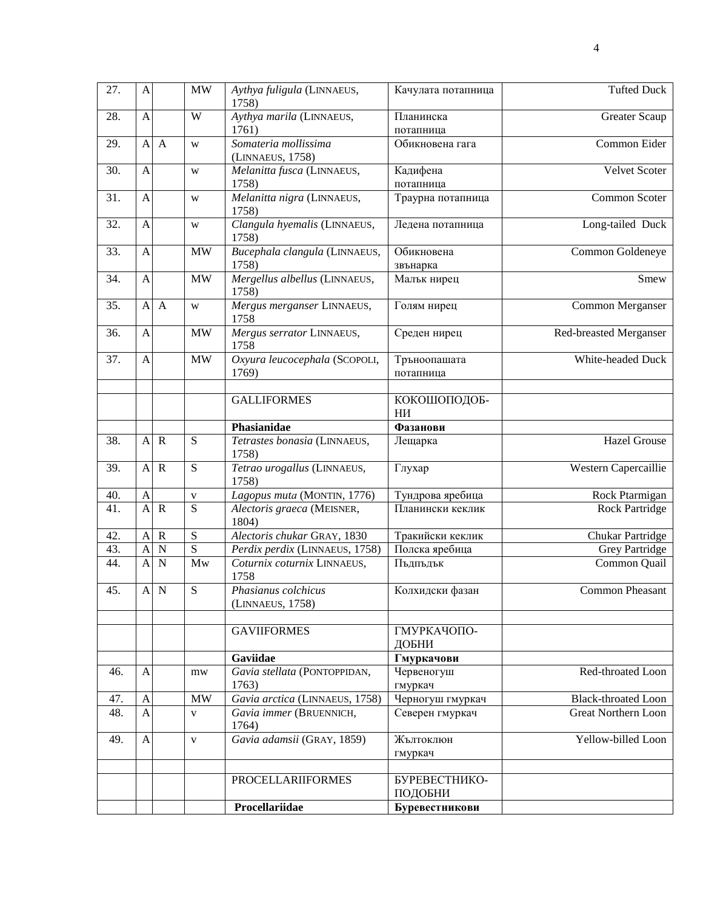| | | | | | | |
|---|---|---|---|---|---|---|
| 27. | A | | MW | *Aythya fuligula* (LINNAEUS, 1758) | Качулата потапница | Tufted Duck |
| 28. | A | | W | *Aythya marila* (LINNAEUS, 1761) | Планинска потапница | Greater Scaup |
| 29. | A | A | w | *Somateria mollissima* (LINNAEUS, 1758) | Обикновена гага | Common Eider |
| 30. | A | | w | *Melanitta fusca* (LINNAEUS, 1758) | Кадифена потапница | Velvet Scoter |
| 31. | A | | w | *Melanitta nigra* (LINNAEUS, 1758) | Траурна потапница | Common Scoter |
| 32. | A | | w | *Clangula hyemalis* (LINNAEUS, 1758) | Ледена потапница | Long-tailed Duck |
| 33. | A | | MW | *Bucephala clangula* (LINNAEUS, 1758) | Обикновена звънарка | Common Goldeneye |
| 34. | A | | MW | *Mergellus albellus* (LINNAEUS, 1758) | Малък нирец | Smew |
| 35. | A | A | w | *Mergus merganser* LINNAEUS, 1758 | Голям нирец | Common Merganser |
| 36. | A | | MW | *Mergus serrator* LINNAEUS, 1758 | Среден нирец | Red-breasted Merganser |
| 37. | A | | MW | *Oxyura leucocephala* (SCOPOLI, 1769) | Тръноопашата потапница | White-headed Duck |
| | | | | | | |
| | | | | GALLIFORMES | КОКОШОПОДОБ-НИ | |
| | | | | **Phasianidae** | **Фазанови** | |
| 38. | A | R | S | *Tetrastes bonasia* (LINNAEUS, 1758) | Лещарка | Hazel Grouse |
| 39. | A | R | S | *Tetrao urogallus* (LINNAEUS, 1758) | Глухар | Western Capercaillie |
| 40. | A | | v | *Lagopus muta* (MONTIN, 1776) | Тундрова яребица | Rock Ptarmigan |
| 41. | A | R | S | *Alectoris graeca* (MEISNER, 1804) | Планински кеклик | Rock Partridge |
| 42. | A | R | S | *Alectoris chukar* GRAY, 1830 | Тракийски кеклик | Chukar Partridge |
| 43. | A | N | S | *Perdix perdix* (LINNAEUS, 1758) | Полска яребица | Grey Partridge |
| 44. | A | N | Mw | *Coturnix coturnix* LINNAEUS, 1758 | Пъдпъдък | Common Quail |
| 45. | A | N | S | *Phasianus colchicus* (LINNAEUS, 1758) | Колхидски фазан | Common Pheasant |
| | | | | | | |
| | | | | GAVIIFORMES | ГМУРКАЧОПО-ДОБНИ | |
| | | | | **Gaviidae** | **Гмуркачови** | |
| 46. | A | | mw | *Gavia stellata* (PONTOPPIDAN, 1763) | Червеногуш гмуркач | Red-throated Loon |
| 47. | A | | MW | *Gavia arctica* (LINNAEUS, 1758) | Черногуш гмуркач | Black-throated Loon |
| 48. | A | | v | *Gavia immer* (BRUENNICH, 1764) | Северен гмуркач | Great Northern Loon |
| 49. | A | | v | *Gavia adamsii* (GRAY, 1859) | Жълтоклюн гмуркач | Yellow-billed Loon |
| | | | | | | |
| | | | | PROCELLARIIFORMES | БУРЕВЕСТНИКО-ПОДОБНИ | |
| | | | | **Procellariidae** | **Буревестникови** | |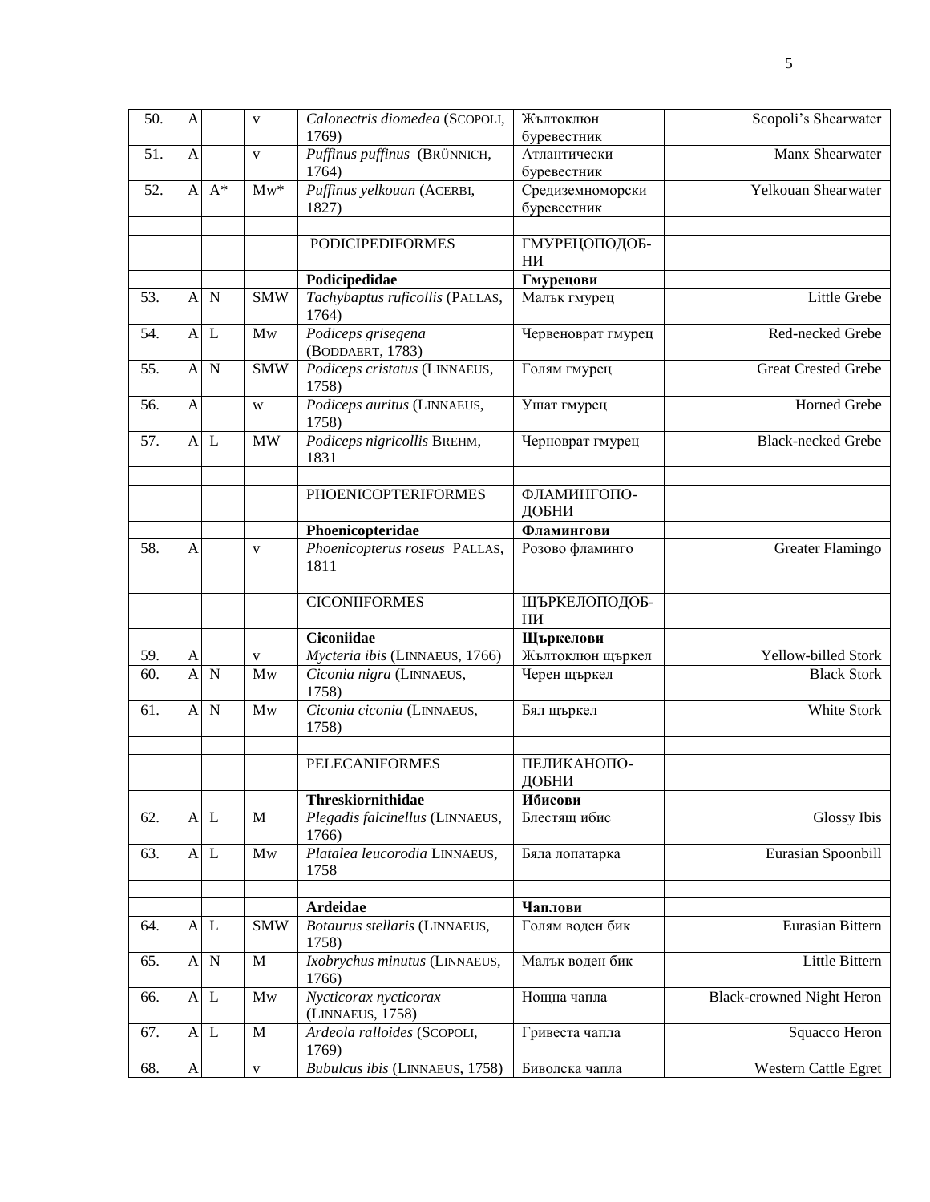| 50. | A | | v | *Calonectris diomedea* (SCOPOLI, 1769) | Жълтоклюн буревестник | Scopoli's Shearwater |
|---|---|---|---|---|---|---|
| 51. | A | | v | *Puffinus puffinus* (BRÜNNICH, 1764) | Атлантически буревестник | Manx Shearwater |
| 52. | A | A* | Mw* | *Puffinus yelkouan* (ACERBI, 1827) | Средиземноморски буревестник | Yelkouan Shearwater |
| | | | | | | |
| | | | | PODICIPEDIFORMES | ГМУРЕЦОПОДОБ-НИ | |
| | | | | **Podicipedidae** | **Гмурецови** | |
| 53. | A | N | SMW | *Tachybaptus ruficollis* (PALLAS, 1764) | Малък гмурец | Little Grebe |
| 54. | A | L | Mw | *Podiceps grisegena* (BODDAERT, 1783) | Червеноврат гмурец | Red-necked Grebe |
| 55. | A | N | SMW | *Podiceps cristatus* (LINNAEUS, 1758) | Голям гмурец | Great Crested Grebe |
| 56. | A | | w | *Podiceps auritus* (LINNAEUS, 1758) | Ушат гмурец | Horned Grebe |
| 57. | A | L | MW | *Podiceps nigricollis* BREHM, 1831 | Черноврат гмурец | Black-necked Grebe |
| | | | | | | |
| | | | | PHOENICOPTERIFORMES | ФЛАМИНГОПО-ДОБНИ | |
| | | | | **Phoenicopteridae** | **Фламингови** | |
| 58. | A | | v | *Phoenicopterus roseus* PALLAS, 1811 | Розово фламинго | Greater Flamingo |
| | | | | | | |
| | | | | CICONIIFORMES | ЩЪРКЕЛОПОДОБ-НИ | |
| | | | | **Ciconiidae** | **Щъркелови** | |
| 59. | A | | v | *Mycteria ibis* (LINNAEUS, 1766) | Жълтоклюн щъркел | Yellow-billed Stork |
| 60. | A | N | Mw | *Ciconia nigra* (LINNAEUS, 1758) | Черен щъркел | Black Stork |
| 61. | A | N | Mw | *Ciconia ciconia* (LINNAEUS, 1758) | Бял щъркел | White Stork |
| | | | | | | |
| | | | | PELECANIFORMES | ПЕЛИКАНОПО-ДОБНИ | |
| | | | | **Threskiornithidae** | **Ибисови** | |
| 62. | A | L | M | *Plegadis falcinellus* (LINNAEUS, 1766) | Блестящ ибис | Glossy Ibis |
| 63. | A | L | Mw | *Platalea leucorodia* LINNAEUS, 1758 | Бяла лопатарка | Eurasian Spoonbill |
| | | | | | | |
| | | | | **Ardeidae** | **Чаплови** | |
| 64. | A | L | SMW | *Botaurus stellaris* (LINNAEUS, 1758) | Голям воден бик | Eurasian Bittern |
| 65. | A | N | M | *Ixobrychus minutus* (LINNAEUS, 1766) | Малък воден бик | Little Bittern |
| 66. | A | L | Mw | *Nycticorax nycticorax* (LINNAEUS, 1758) | Нощна чапла | Black-crowned Night Heron |
| 67. | A | L | M | *Ardeola ralloides* (SCOPOLI, 1769) | Гривеста чапла | Squacco Heron |
| 68. | A | | v | *Bubulcus ibis* (LINNAEUS, 1758) | Биволска чапла | Western Cattle Egret |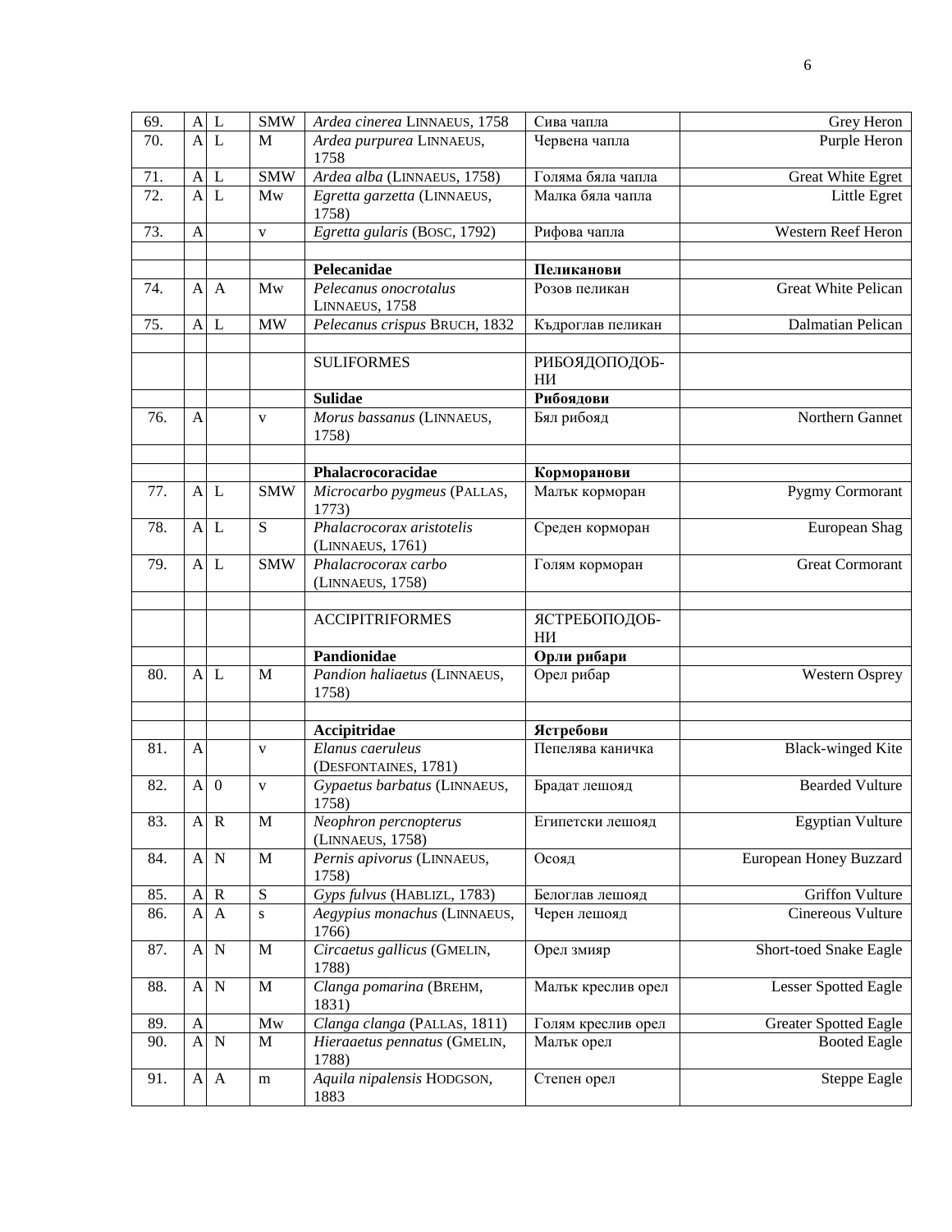| | | | | | | |
|---|---|---|---|---|---|---|
| 69. | A | L | SMW | *Ardea cinerea* LINNAEUS, 1758 | Сива чапла | Grey Heron |
| 70. | A | L | M | *Ardea purpurea* LINNAEUS, 1758 | Червена чапла | Purple Heron |
| 71. | A | L | SMW | *Ardea alba* (LINNAEUS, 1758) | Голяма бяла чапла | Great White Egret |
| 72. | A | L | Mw | *Egretta garzetta* (LINNAEUS, 1758) | Малка бяла чапла | Little Egret |
| 73. | A | | v | *Egretta gularis* (BOSC, 1792) | Рифова чапла | Western Reef Heron |
| | | | | | | |
| | | | | **Pelecanidae** | **Пеликанови** | |
| 74. | A | A | Mw | *Pelecanus onocrotalus* LINNAEUS, 1758 | Розов пеликан | Great White Pelican |
| 75. | A | L | MW | *Pelecanus crispus* BRUCH, 1832 | Къдроглав пеликан | Dalmatian Pelican |
| | | | | | | |
| | | | | SULIFORMES | РИБОЯДОПОДОБ-НИ | |
| | | | | **Sulidae** | **Рибоядови** | |
| 76. | A | | v | *Morus bassanus* (LINNAEUS, 1758) | Бял рибояд | Northern Gannet |
| | | | | | | |
| | | | | **Phalacrocoracidae** | **Корморанови** | |
| 77. | A | L | SMW | *Microcarbo pygmeus* (PALLAS, 1773) | Малък корморан | Pygmy Cormorant |
| 78. | A | L | S | *Phalacrocorax aristotelis* (LINNAEUS, 1761) | Среден корморан | European Shag |
| 79. | A | L | SMW | *Phalacrocorax carbo* (LINNAEUS, 1758) | Голям корморан | Great Cormorant |
| | | | | | | |
| | | | | ACCIPITRIFORMES | ЯСТРЕБОПОДОБ-НИ | |
| | | | | **Pandionidae** | **Орли рибари** | |
| 80. | A | L | M | *Pandion haliaetus* (LINNAEUS, 1758) | Орел рибар | Western Osprey |
| | | | | | | |
| | | | | **Accipitridae** | **Ястребови** | |
| 81. | A | | v | *Elanus caeruleus* (DESFONTAINES, 1781) | Пепелява каничка | Black-winged Kite |
| 82. | A | 0 | v | *Gypaetus barbatus* (LINNAEUS, 1758) | Брадат лешояд | Bearded Vulture |
| 83. | A | R | M | *Neophron percnopterus* (LINNAEUS, 1758) | Египетски лешояд | Egyptian Vulture |
| 84. | A | N | M | *Pernis apivorus* (LINNAEUS, 1758) | Осояд | European Honey Buzzard |
| 85. | A | R | S | *Gyps fulvus* (HABLIZL, 1783) | Белоглав лешояд | Griffon Vulture |
| 86. | A | A | s | *Aegypius monachus* (LINNAEUS, 1766) | Черен лешояд | Cinereous Vulture |
| 87. | A | N | M | *Circaetus gallicus* (GMELIN, 1788) | Орел змияр | Short-toed Snake Eagle |
| 88. | A | N | M | *Clanga pomarina* (BREHM, 1831) | Малък креслив орел | Lesser Spotted Eagle |
| 89. | A | | Mw | *Clanga clanga* (PALLAS, 1811) | Голям креслив орел | Greater Spotted Eagle |
| 90. | A | N | M | *Hieraaetus pennatus* (GMELIN, 1788) | Малък орел | Booted Eagle |
| 91. | A | A | m | *Aquila nipalensis* HODGSON, 1883 | Степен орел | Steppe Eagle |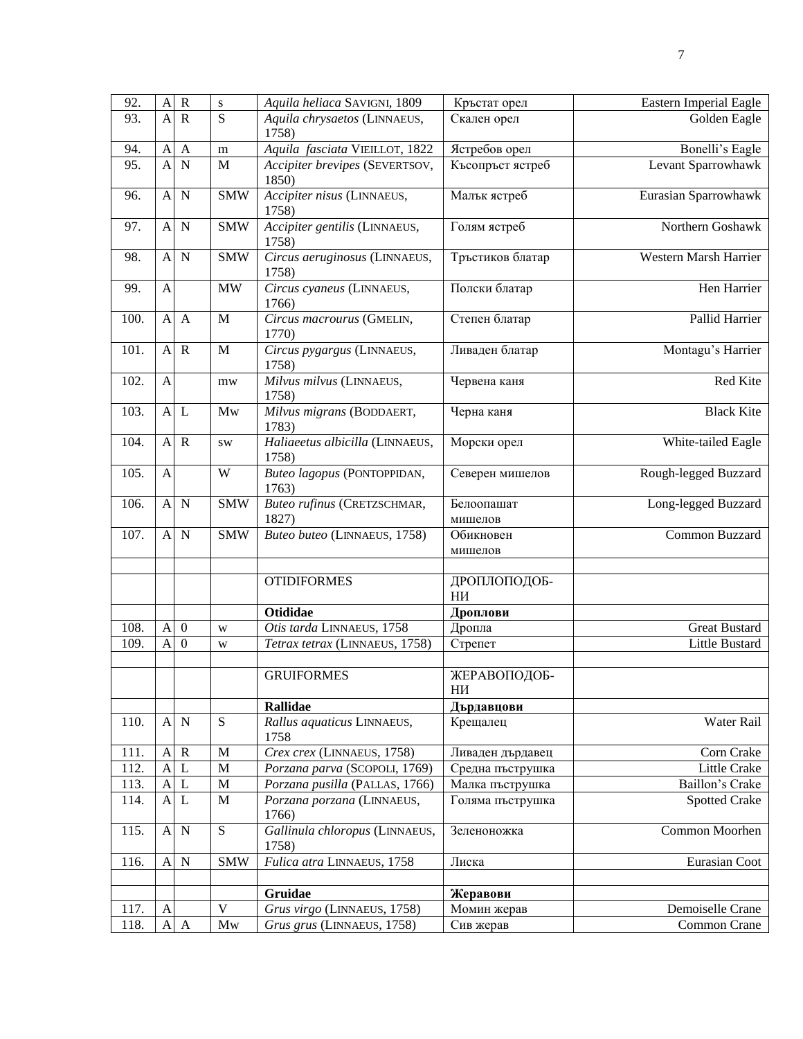| | | | | | | |
|---|---|---|---|---|---|---|
| 92. | A | R | s | *Aquila heliaca* SAVIGNI, 1809 | Кръстат орел | Eastern Imperial Eagle |
| 93. | A | R | S | *Aquila chrysaetos* (LINNAEUS, 1758) | Скален орел | Golden Eagle |
| 94. | A | A | m | *Aquila fasciata* VIEILLOT, 1822 | Ястребов орел | Bonelli's Eagle |
| 95. | A | N | M | *Accipiter brevipes* (SEVERTSOV, 1850) | Късопръст ястреб | Levant Sparrowhawk |
| 96. | A | N | SMW | *Accipiter nisus* (LINNAEUS, 1758) | Малък ястреб | Eurasian Sparrowhawk |
| 97. | A | N | SMW | *Accipiter gentilis* (LINNAEUS, 1758) | Голям ястреб | Northern Goshawk |
| 98. | A | N | SMW | *Circus aeruginosus* (LINNAEUS, 1758) | Тръстиков блатар | Western Marsh Harrier |
| 99. | A | | MW | *Circus cyaneus* (LINNAEUS, 1766) | Полски блатар | Hen Harrier |
| 100. | A | A | M | *Circus macrourus* (GMELIN, 1770) | Степен блатар | Pallid Harrier |
| 101. | A | R | M | *Circus pygargus* (LINNAEUS, 1758) | Ливаден блатар | Montagu's Harrier |
| 102. | A | | mw | *Milvus milvus* (LINNAEUS, 1758) | Червена каня | Red Kite |
| 103. | A | L | Mw | *Milvus migrans* (BODDAERT, 1783) | Черна каня | Black Kite |
| 104. | A | R | sw | *Haliaeetus albicilla* (LINNAEUS, 1758) | Морски орел | White-tailed Eagle |
| 105. | A | | W | *Buteo lagopus* (PONTOPPIDAN, 1763) | Северен мишелов | Rough-legged Buzzard |
| 106. | A | N | SMW | *Buteo rufinus* (CRETZSCHMAR, 1827) | Белоопашат мишелов | Long-legged Buzzard |
| 107. | A | N | SMW | *Buteo buteo* (LINNAEUS, 1758) | Обикновен мишелов | Common Buzzard |
| | | | | | | |
| | | | | OTIDIFORMES | ДРОПЛОПОДОБ-НИ | |
| | | | | **Otididae** | **Дроплови** | |
| 108. | A | 0 | w | *Otis tarda* LINNAEUS, 1758 | Дропла | Great Bustard |
| 109. | A | 0 | w | *Tetrax tetrax* (LINNAEUS, 1758) | Стрепет | Little Bustard |
| | | | | | | |
| | | | | GRUIFORMES | ЖЕРАВОПОДОБ-НИ | |
| | | | | **Rallidae** | **Дърдавцови** | |
| 110. | A | N | S | *Rallus aquaticus* LINNAEUS, 1758 | Крещалец | Water Rail |
| 111. | A | R | M | *Crex crex* (LINNAEUS, 1758) | Ливаден дърдавец | Corn Crake |
| 112. | A | L | M | *Porzana parva* (SCOPOLI, 1769) | Средна пъструшка | Little Crake |
| 113. | A | L | M | *Porzana pusilla* (PALLAS, 1766) | Малка пъструшка | Baillon's Crake |
| 114. | A | L | M | *Porzana porzana* (LINNAEUS, 1766) | Голяма пъструшка | Spotted Crake |
| 115. | A | N | S | *Gallinula chloropus* (LINNAEUS, 1758) | Зеленоножка | Common Moorhen |
| 116. | A | N | SMW | *Fulica atra* LINNAEUS, 1758 | Лиска | Eurasian Coot |
| | | | | | | |
| | | | | **Gruidae** | **Жеравови** | |
| 117. | A | | V | *Grus virgo* (LINNAEUS, 1758) | Момин жерав | Demoiselle Crane |
| 118. | A | A | Mw | *Grus grus* (LINNAEUS, 1758) | Сив жерав | Common Crane |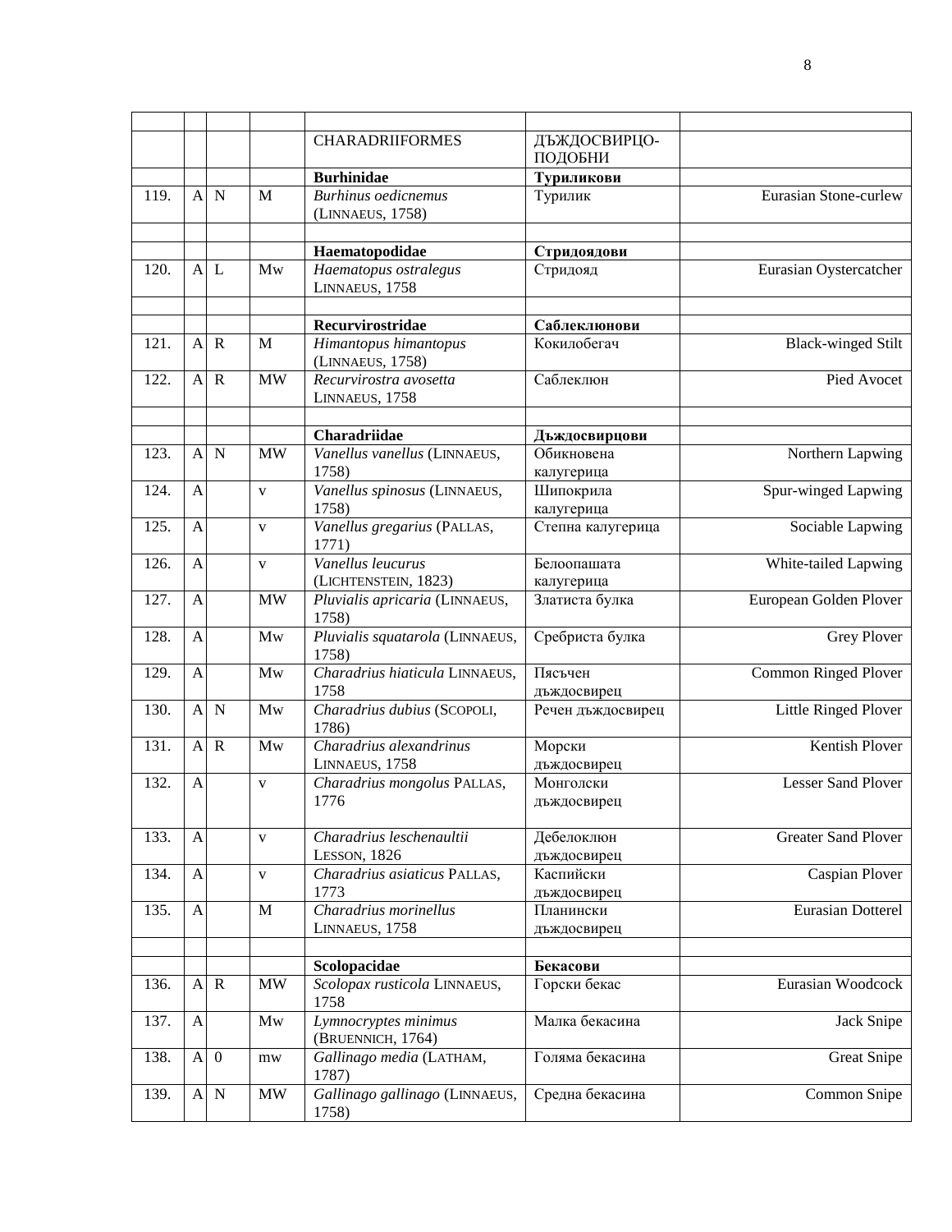| | | | | | | |
|---|---|---|---|---|---|---|
| | | | | CHARADRIIFORMES | ДЪЖДОСВИРЦО-ПОДОБНИ | |
| | | | | **Burhinidae** | **Туриликови** | |
| 119. | A | N | M | *Burhinus oedicnemus* (LINNAEUS, 1758) | Турилик | Eurasian Stone-curlew |
| | | | | | | |
| | | | | **Haematopodidae** | **Стридоядови** | |
| 120. | A | L | Mw | *Haematopus ostralegus* LINNAEUS, 1758 | Стридояд | Eurasian Oystercatcher |
| | | | | | | |
| | | | | **Recurvirostridae** | **Саблеклюнови** | |
| 121. | A | R | M | *Himantopus himantopus* (LINNAEUS, 1758) | Кокилобегач | Black-winged Stilt |
| 122. | A | R | MW | *Recurvirostra avosetta* LINNAEUS, 1758 | Саблеклюн | Pied Avocet |
| | | | | | | |
| | | | | **Charadriidae** | **Дъждосвирцови** | |
| 123. | A | N | MW | *Vanellus vanellus* (LINNAEUS, 1758) | Обикновена калугерица | Northern Lapwing |
| 124. | A | | v | *Vanellus spinosus* (LINNAEUS, 1758) | Шипокрила калугерица | Spur-winged Lapwing |
| 125. | A | | v | *Vanellus gregarius* (PALLAS, 1771) | Степна калугерица | Sociable Lapwing |
| 126. | A | | v | *Vanellus leucurus* (LICHTENSTEIN, 1823) | Белоопашата калугерица | White-tailed Lapwing |
| 127. | A | | MW | *Pluvialis apricaria* (LINNAEUS, 1758) | Златиста булка | European Golden Plover |
| 128. | A | | Mw | *Pluvialis squatarola* (LINNAEUS, 1758) | Сребриста булка | Grey Plover |
| 129. | A | | Mw | *Charadrius hiaticula* LINNAEUS, 1758 | Пясъчен дъждосвирец | Common Ringed Plover |
| 130. | A | N | Mw | *Charadrius dubius* (SCOPOLI, 1786) | Речен дъждосвирец | Little Ringed Plover |
| 131. | A | R | Mw | *Charadrius alexandrinus* LINNAEUS, 1758 | Морски дъждосвирец | Kentish Plover |
| 132. | A | | v | *Charadrius mongolus* PALLAS, 1776 | Монголски дъждосвирец | Lesser Sand Plover |
| 133. | A | | v | *Charadrius leschenaultii* LESSON, 1826 | Дебелоклюн дъждосвирец | Greater Sand Plover |
| 134. | A | | v | *Charadrius asiaticus* PALLAS, 1773 | Каспийски дъждосвирец | Caspian Plover |
| 135. | A | | M | *Charadrius morinellus* LINNAEUS, 1758 | Планински дъждосвирец | Eurasian Dotterel |
| | | | | | | |
| | | | | **Scolopacidae** | **Бекасови** | |
| 136. | A | R | MW | *Scolopax rusticola* LINNAEUS, 1758 | Горски бекас | Eurasian Woodcock |
| 137. | A | | Mw | *Lymnocryptes minimus* (BRUENNICH, 1764) | Малка бекасина | Jack Snipe |
| 138. | A | 0 | mw | *Gallinago media* (LATHAM, 1787) | Голяма бекасина | Great Snipe |
| 139. | A | N | MW | *Gallinago gallinago* (LINNAEUS, 1758) | Средна бекасина | Common Snipe |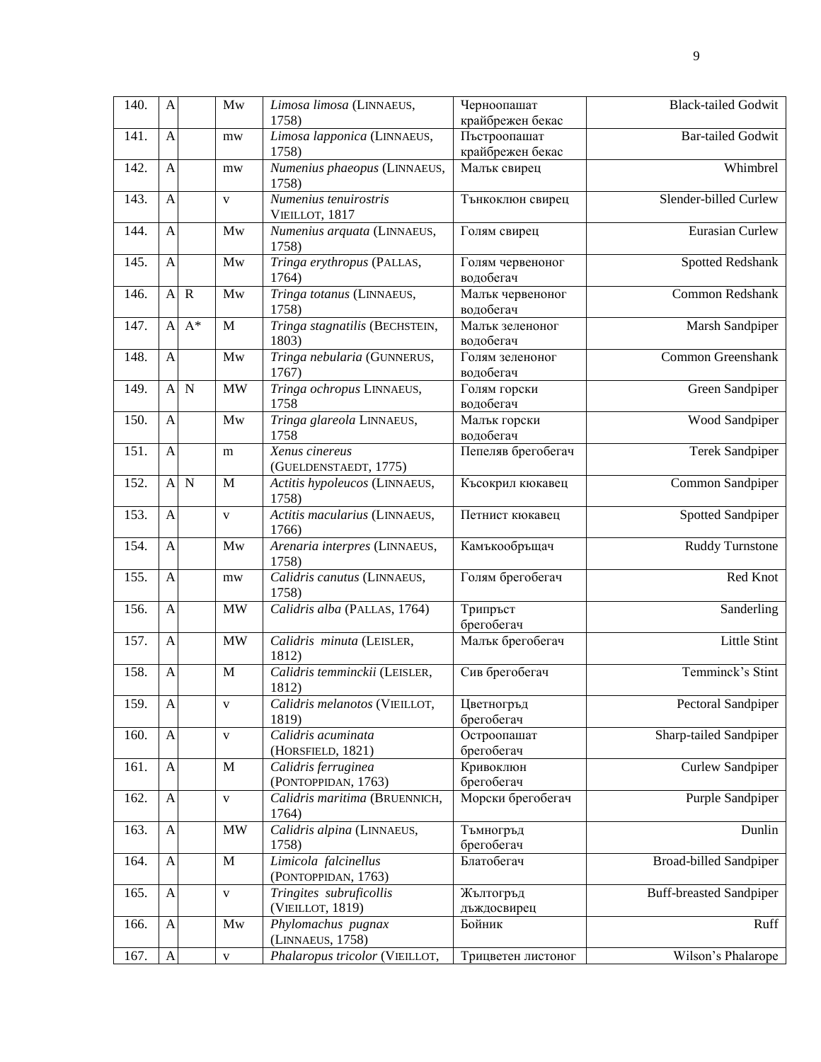| 140. | A | | Mw | *Limosa limosa* (LINNAEUS, 1758) | Черноопашат крайбрежен бекас | Black-tailed Godwit |
|---|---|---|---|---|---|---|
| 141. | A | | mw | *Limosa lapponica* (LINNAEUS, 1758) | Пъстроопашат крайбрежен бекас | Bar-tailed Godwit |
| 142. | A | | mw | *Numenius phaeopus* (LINNAEUS, 1758) | Малък свирец | Whimbrel |
| 143. | A | | v | *Numenius tenuirostris* VIEILLOT, 1817 | Тънкоклюн свирец | Slender-billed Curlew |
| 144. | A | | Mw | *Numenius arquata* (LINNAEUS, 1758) | Голям свирец | Eurasian Curlew |
| 145. | A | | Mw | *Tringa erythropus* (PALLAS, 1764) | Голям червеноног водобегач | Spotted Redshank |
| 146. | A | R | Mw | *Tringa totanus* (LINNAEUS, 1758) | Малък червеноног водобегач | Common Redshank |
| 147. | A | A* | M | *Tringa stagnatilis* (BECHSTEIN, 1803) | Малък зеленоног водобегач | Marsh Sandpiper |
| 148. | A | | Mw | *Tringa nebularia* (GUNNERUS, 1767) | Голям зеленоног водобегач | Common Greenshank |
| 149. | A | N | MW | *Tringa ochropus* LINNAEUS, 1758 | Голям горски водобегач | Green Sandpiper |
| 150. | A | | Mw | *Tringa glareola* LINNAEUS, 1758 | Малък горски водобегач | Wood Sandpiper |
| 151. | A | | m | *Xenus cinereus* (GUELDENSTAEDT, 1775) | Пепеляв брегобегач | Terek Sandpiper |
| 152. | A | N | M | *Actitis hypoleucos* (LINNAEUS, 1758) | Късокрил кюкавец | Common Sandpiper |
| 153. | A | | v | *Actitis macularius* (LINNAEUS, 1766) | Петнист кюкавец | Spotted Sandpiper |
| 154. | A | | Mw | *Arenaria interpres* (LINNAEUS, 1758) | Камъкообръщач | Ruddy Turnstone |
| 155. | A | | mw | *Calidris canutus* (LINNAEUS, 1758) | Голям брегобегач | Red Knot |
| 156. | A | | MW | *Calidris alba* (PALLAS, 1764) | Трипръст брегобегач | Sanderling |
| 157. | A | | MW | *Calidris minuta* (LEISLER, 1812) | Малък брегобегач | Little Stint |
| 158. | A | | M | *Calidris temminckii* (LEISLER, 1812) | Сив брегобегач | Temminck's Stint |
| 159. | A | | v | *Calidris melanotos* (VIEILLOT, 1819) | Цветногръд брегобегач | Pectoral Sandpiper |
| 160. | A | | v | *Calidris acuminata* (HORSFIELD, 1821) | Остроопашат брегобегач | Sharp-tailed Sandpiper |
| 161. | A | | M | *Calidris ferruginea* (PONTOPPIDAN, 1763) | Кривоклюн брегобегач | Curlew Sandpiper |
| 162. | A | | v | *Calidris maritima* (BRUENNICH, 1764) | Морски брегобегач | Purple Sandpiper |
| 163. | A | | MW | *Calidris alpina* (LINNAEUS, 1758) | Тъмногръд брегобегач | Dunlin |
| 164. | A | | M | *Limicola falcinellus* (PONTOPPIDAN, 1763) | Блатобегач | Broad-billed Sandpiper |
| 165. | A | | v | *Tringites subruficollis* (VIEILLOT, 1819) | Жълтогръд дъждосвирец | Buff-breasted Sandpiper |
| 166. | A | | Mw | *Phylomachus pugnax* (LINNAEUS, 1758) | Бойник | Ruff |
| 167. | A | | v | *Phalaropus tricolor* (VIEILLOT, | Трицветен листоног | Wilson's Phalarope |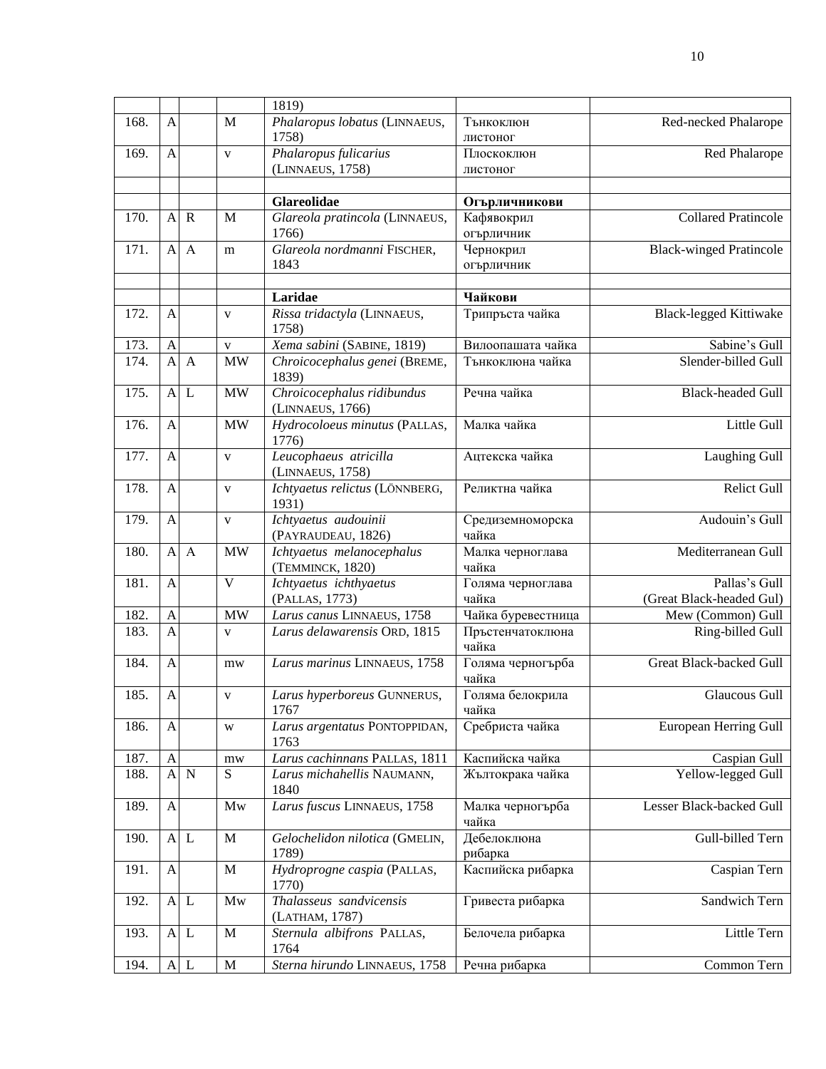| | | | | | | |
|---|---|---|---|---|---|---|
| | | | | 1819) | | |
| 168. | A | | M | *Phalaropus lobatus* (LINNAEUS, 1758) | Тънкоклюн листоног | Red-necked Phalarope |
| 169. | A | | v | *Phalaropus fulicarius* (LINNAEUS, 1758) | Плоскоклюн листоног | Red Phalarope |
| | | | | | | |
| | | | | **Glareolidae** | **Огърличникови** | |
| 170. | A | R | M | *Glareola pratincola* (LINNAEUS, 1766) | Кафявокрил огърличник | Collared Pratincole |
| 171. | A | A | m | *Glareola nordmanni* FISCHER, 1843 | Чернокрил огърличник | Black-winged Pratincole |
| | | | | | | |
| | | | | **Laridae** | **Чайкови** | |
| 172. | A | | v | *Rissa tridactyla* (LINNAEUS, 1758) | Трипръста чайка | Black-legged Kittiwake |
| 173. | A | | v | *Xema sabini* (SABINE, 1819) | Вилоопашата чайка | Sabine’s Gull |
| 174. | A | A | MW | *Chroicocephalus genei* (BREME, 1839) | Тънкоклюна чайка | Slender-billed Gull |
| 175. | A | L | MW | *Chroicocephalus ridibundus* (LINNAEUS, 1766) | Речна чайка | Black-headed Gull |
| 176. | A | | MW | *Hydrocoloeus minutus* (PALLAS, 1776) | Малка чайка | Little Gull |
| 177. | A | | v | *Leucophaeus atricilla* (LINNAEUS, 1758) | Ацтекска чайка | Laughing Gull |
| 178. | A | | v | *Ichtyaetus relictus* (LÖNNBERG, 1931) | Реликтна чайка | Relict Gull |
| 179. | A | | v | *Ichtyaetus audouinii* (PAYRAUDEAU, 1826) | Средиземноморска чайка | Audouin’s Gull |
| 180. | A | A | MW | *Ichtyaetus melanocephalus* (TEMMINCK, 1820) | Малка черноглава чайка | Mediterranean Gull |
| 181. | A | | V | *Ichtyaetus ichthyaetus* (PALLAS, 1773) | Голяма черноглава чайка | Pallas’s Gull (Great Black-headed Gul) |
| 182. | A | | MW | *Larus canus* LINNAEUS, 1758 | Чайка буревестница | Mew (Common) Gull |
| 183. | A | | v | *Larus delawarensis* ORD, 1815 | Пръстенчатоклюна чайка | Ring-billed Gull |
| 184. | A | | mw | *Larus marinus* LINNAEUS, 1758 | Голяма черногърба чайка | Great Black-backed Gull |
| 185. | A | | v | *Larus hyperboreus* GUNNERUS, 1767 | Голяма белокрила чайка | Glaucous Gull |
| 186. | A | | w | *Larus argentatus* PONTOPPIDAN, 1763 | Сребриста чайка | European Herring Gull |
| 187. | A | | mw | *Larus cachinnans* PALLAS, 1811 | Каспийска чайка | Caspian Gull |
| 188. | A | N | S | *Larus michahellis* NAUMANN, 1840 | Жълтокрака чайка | Yellow-legged Gull |
| 189. | A | | Mw | *Larus fuscus* LINNAEUS, 1758 | Малка черногърба чайка | Lesser Black-backed Gull |
| 190. | A | L | M | *Gelochelidon nilotica* (GMELIN, 1789) | Дебелоклюна рибарка | Gull-billed Tern |
| 191. | A | | M | *Hydroprogne caspia* (PALLAS, 1770) | Каспийска рибарка | Caspian Tern |
| 192. | A | L | Mw | *Thalasseus sandvicensis* (LATHAM, 1787) | Гривеста рибарка | Sandwich Tern |
| 193. | A | L | M | *Sternula albifrons* PALLAS, 1764 | Белочела рибарка | Little Tern |
| 194. | A | L | M | *Sterna hirundo* LINNAEUS, 1758 | Речна рибарка | Common Tern |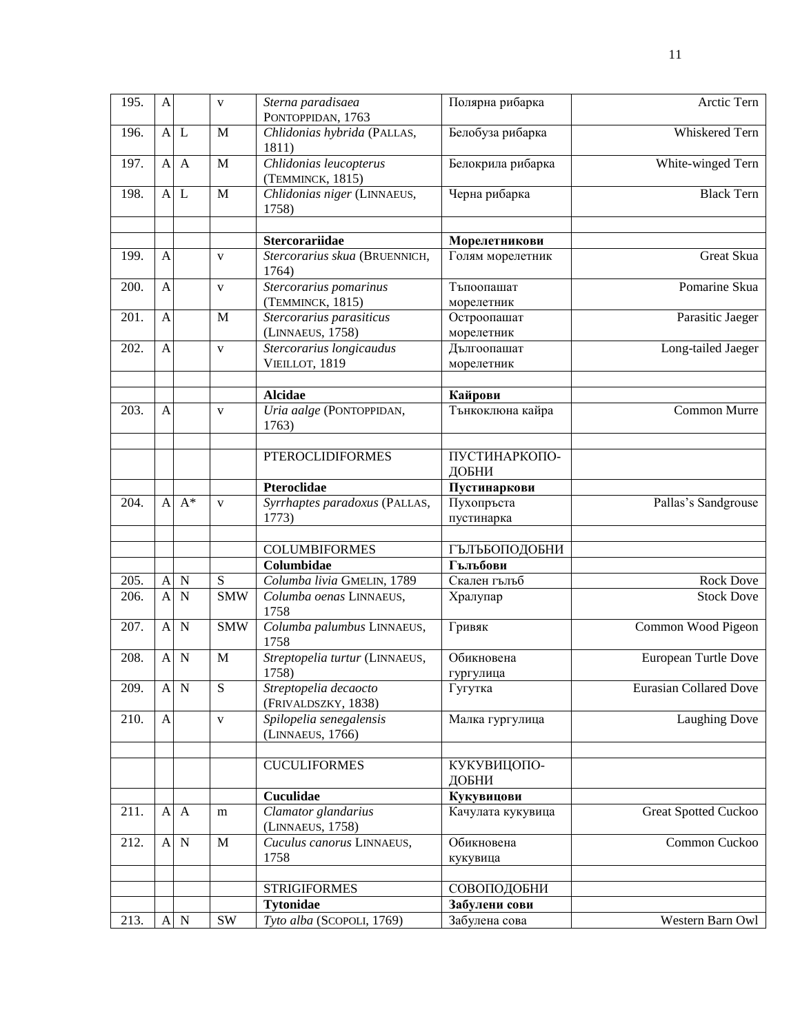| | | | | | | |
|---|---|---|---|---|---|---|
| 195. | A | | v | *Sterna paradisaea* PONTOPPIDAN, 1763 | Полярна рибарка | Arctic Tern |
| 196. | A | L | M | *Chlidonias hybrida* (PALLAS, 1811) | Белобуза рибарка | Whiskered Tern |
| 197. | A | A | M | *Chlidonias leucopterus* (TEMMINCK, 1815) | Белокрила рибарка | White-winged Tern |
| 198. | A | L | M | *Chlidonias niger* (LINNAEUS, 1758) | Черна рибарка | Black Tern |
| | | | | | | |
| | | | | **Stercorariidae** | **Морелетникови** | |
| 199. | A | | v | *Stercorarius skua* (BRUENNICH, 1764) | Голям морелетник | Great Skua |
| 200. | A | | v | *Stercorarius pomarinus* (TEMMINCK, 1815) | Тъпоопашат морелетник | Pomarine Skua |
| 201. | A | | M | *Stercorarius parasiticus* (LINNAEUS, 1758) | Остроопашат морелетник | Parasitic Jaeger |
| 202. | A | | v | *Stercorarius longicaudus* VIEILLOT, 1819 | Дългоопашат морелетник | Long-tailed Jaeger |
| | | | | | | |
| | | | | **Alcidae** | **Кайрови** | |
| 203. | A | | v | *Uria aalge* (PONTOPPIDAN, 1763) | Тънкоклюна кайра | Common Murre |
| | | | | | | |
| | | | | PTEROCLIDIFORMES | ПУСТИНАРКОПО-ДОБНИ | |
| | | | | **Pteroclidae** | **Пустинаркови** | |
| 204. | A | A* | v | *Syrrhaptes paradoxus* (PALLAS, 1773) | Пухопръста пустинарка | Pallas's Sandgrouse |
| | | | | | | |
| | | | | COLUMBIFORMES | ГЪЛЪБОПОДОБНИ | |
| | | | | **Columbidae** | **Гълъбови** | |
| 205. | A | N | S | *Columba livia* GMELIN, 1789 | Скален гълъб | Rock Dove |
| 206. | A | N | SMW | *Columba oenas* LINNAEUS, 1758 | Хралупар | Stock Dove |
| 207. | A | N | SMW | *Columba palumbus* LINNAEUS, 1758 | Гривяк | Common Wood Pigeon |
| 208. | A | N | M | *Streptopelia turtur* (LINNAEUS, 1758) | Обикновена гургулица | European Turtle Dove |
| 209. | A | N | S | *Streptopelia decaocto* (FRIVALDSZKY, 1838) | Гугутка | Eurasian Collared Dove |
| 210. | A | | v | *Spilopelia senegalensis* (LINNAEUS, 1766) | Малка гургулица | Laughing Dove |
| | | | | | | |
| | | | | CUCULIFORMES | КУКУВИЦОПО-ДОБНИ | |
| | | | | **Cuculidae** | **Кукувицови** | |
| 211. | A | A | m | *Clamator glandarius* (LINNAEUS, 1758) | Качулата кукувица | Great Spotted Cuckoo |
| 212. | A | N | M | *Cuculus canorus* LINNAEUS, 1758 | Обикновена кукувица | Common Cuckoo |
| | | | | | | |
| | | | | STRIGIFORMES | СОВОПОДОБНИ | |
| | | | | **Tytonidae** | **Забулени сови** | |
| 213. | A | N | SW | *Tyto alba* (SCOPOLI, 1769) | Забулена сова | Western Barn Owl |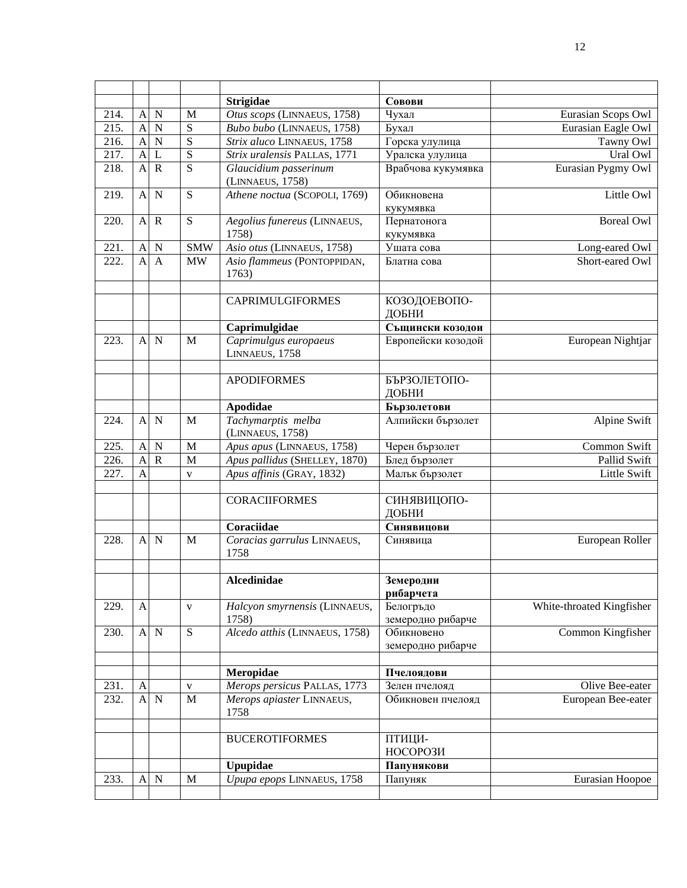| | | | | | | |
|---|---|---|---|---|---|---|
| | | | | **Strigidae** | **Совови** | |
| 214. | A | N | M | *Otus scops* (LINNAEUS, 1758) | Чухал | Eurasian Scops Owl |
| 215. | A | N | S | *Bubo bubo* (LINNAEUS, 1758) | Бухал | Eurasian Eagle Owl |
| 216. | A | N | S | *Strix aluco* LINNAEUS, 1758 | Горска улулица | Tawny Owl |
| 217. | A | L | S | *Strix uralensis* PALLAS, 1771 | Уралска улулица | Ural Owl |
| 218. | A | R | S | *Glaucidium passerinum* (LINNAEUS, 1758) | Врабчова кукумявка | Eurasian Pygmy Owl |
| 219. | A | N | S | *Athene noctua* (SCOPOLI, 1769) | Обикновена кукумявка | Little Owl |
| 220. | A | R | S | *Aegolius funereus* (LINNAEUS, 1758) | Пернатонога кукумявка | Boreal Owl |
| 221. | A | N | SMW | *Asio otus* (LINNAEUS, 1758) | Ушата сова | Long-eared Owl |
| 222. | A | A | MW | *Asio flammeus* (PONTOPPIDAN, 1763) | Блатна сова | Short-eared Owl |
| | | | | | | |
| | | | | CAPRIMULGIFORMES | КОЗОДОЕВОПО-ДОБНИ | |
| | | | | **Caprimulgidae** | **Същински козодои** | |
| 223. | A | N | M | *Caprimulgus europaeus* LINNAEUS, 1758 | Европейски козодой | European Nightjar |
| | | | | | | |
| | | | | APODIFORMES | БЪРЗОЛЕТОПО-ДОБНИ | |
| | | | | **Apodidae** | **Бързолетови** | |
| 224. | A | N | M | *Tachymarptis melba* (LINNAEUS, 1758) | Алпийски бързолет | Alpine Swift |
| 225. | A | N | M | *Apus apus* (LINNAEUS, 1758) | Черен бързолет | Common Swift |
| 226. | A | R | M | *Apus pallidus* (SHELLEY, 1870) | Блед бързолет | Pallid Swift |
| 227. | A | | v | *Apus affinis* (GRAY, 1832) | Малък бързолет | Little Swift |
| | | | | | | |
| | | | | CORACIIFORMES | СИНЯВИЦОПО-ДОБНИ | |
| | | | | **Coraciidae** | **Синявицови** | |
| 228. | A | N | M | *Coracias garrulus* LINNAEUS, 1758 | Синявица | European Roller |
| | | | | | | |
| | | | | **Alcedinidae** | **Земеродни рибарчета** | |
| 229. | A | | v | *Halcyon smyrnensis* (LINNAEUS, 1758) | Белогръдо земеродно рибарче | White-throated Kingfisher |
| 230. | A | N | S | *Alcedo atthis* (LINNAEUS, 1758) | Обикновено земеродно рибарче | Common Kingfisher |
| | | | | | | |
| | | | | **Meropidae** | **Пчелоядови** | |
| 231. | A | | v | *Merops persicus* PALLAS, 1773 | Зелен пчелояд | Olive Bee-eater |
| 232. | A | N | M | *Merops apiaster* LINNAEUS, 1758 | Обикновен пчелояд | European Bee-eater |
| | | | | | | |
| | | | | BUCEROTIFORMES | ПТИЦИ-НОСОРОЗИ | |
| | | | | **Upupidae** | **Папунякови** | |
| 233. | A | N | M | *Upupa epops* LINNAEUS, 1758 | Папуняк | Eurasian Hoopoe |
| | | | | | | |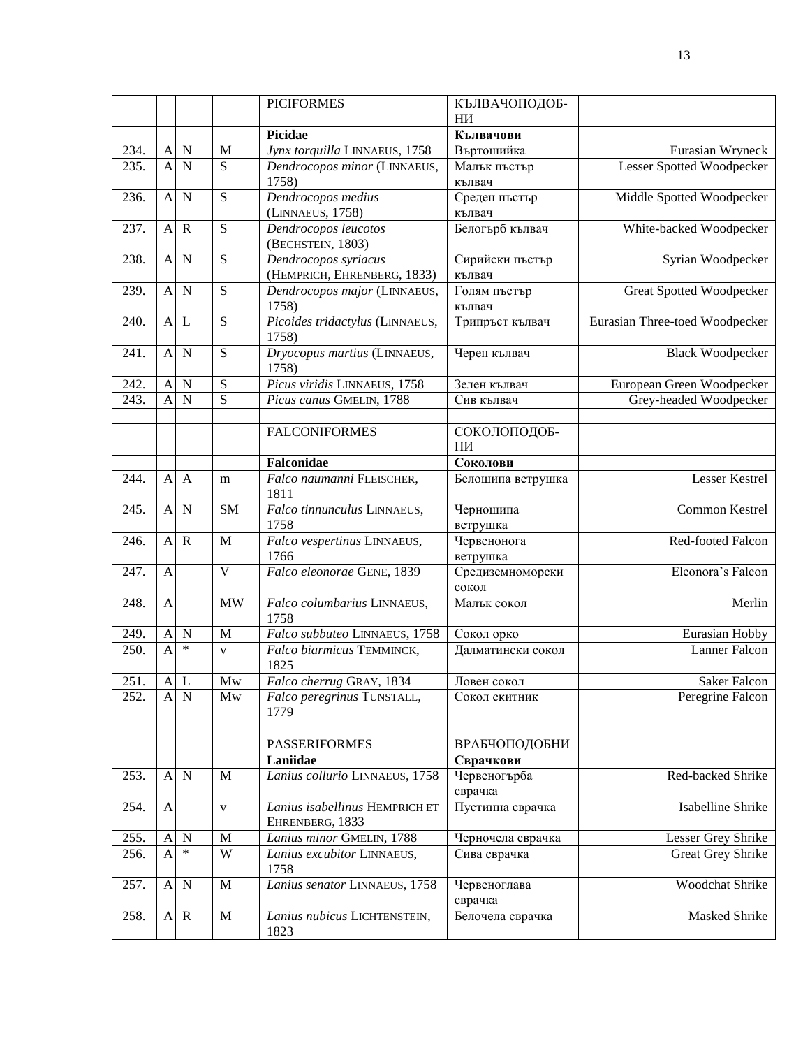| | | | | | | |
|---|---|---|---|---|---|---|
| | | | | PICIFORMES | КЪЛВАЧОПОДОБ-НИ | |
| | | | | **Picidae** | **Кълвачови** | |
| 234. | A | N | M | *Jynx torquilla* LINNAEUS, 1758 | Въртошийка | Eurasian Wryneck |
| 235. | A | N | S | *Dendrocopos minor* (LINNAEUS, 1758) | Малък пъстър кълвач | Lesser Spotted Woodpecker |
| 236. | A | N | S | *Dendrocopos medius* (LINNAEUS, 1758) | Среден пъстър кълвач | Middle Spotted Woodpecker |
| 237. | A | R | S | *Dendrocopos leucotos* (BECHSTEIN, 1803) | Белогърб кълвач | White-backed Woodpecker |
| 238. | A | N | S | *Dendrocopos syriacus* (HEMPRICH, EHRENBERG, 1833) | Сирийски пъстър кълвач | Syrian Woodpecker |
| 239. | A | N | S | *Dendrocopos major* (LINNAEUS, 1758) | Голям пъстър кълвач | Great Spotted Woodpecker |
| 240. | A | L | S | *Picoides tridactylus* (LINNAEUS, 1758) | Трипръст кълвач | Eurasian Three-toed Woodpecker |
| 241. | A | N | S | *Dryocopus martius* (LINNAEUS, 1758) | Черен кълвач | Black Woodpecker |
| 242. | A | N | S | *Picus viridis* LINNAEUS, 1758 | Зелен кълвач | European Green Woodpecker |
| 243. | A | N | S | *Picus canus* GMELIN, 1788 | Сив кълвач | Grey-headed Woodpecker |
| | | | | | | |
| | | | | FALCONIFORMES | СОКОЛОПОДОБ-НИ | |
| | | | | **Falconidae** | **Соколови** | |
| 244. | A | A | m | *Falco naumanni* FLEISCHER, 1811 | Белошипа ветрушка | Lesser Kestrel |
| 245. | A | N | SM | *Falco tinnunculus* LINNAEUS, 1758 | Черношипа ветрушка | Common Kestrel |
| 246. | A | R | M | *Falco vespertinus* LINNAEUS, 1766 | Червенонога ветрушка | Red-footed Falcon |
| 247. | A | | V | *Falco eleonorae* GENE, 1839 | Средиземноморски сокол | Eleonora’s Falcon |
| 248. | A | | MW | *Falco columbarius* LINNAEUS, 1758 | Малък сокол | Merlin |
| 249. | A | N | M | *Falco subbuteo* LINNAEUS, 1758 | Сокол орко | Eurasian Hobby |
| 250. | A | * | v | *Falco biarmicus* TEMMINCK, 1825 | Далматински сокол | Lanner Falcon |
| 251. | A | L | Mw | *Falco cherrug* GRAY, 1834 | Ловен сокол | Saker Falcon |
| 252. | A | N | Mw | *Falco peregrinus* TUNSTALL, 1779 | Сокол скитник | Peregrine Falcon |
| | | | | | | |
| | | | | PASSERIFORMES | ВРАБЧОПОДОБНИ | |
| | | | | **Laniidae** | **Сврачкови** | |
| 253. | A | N | M | *Lanius collurio* LINNAEUS, 1758 | Червеногърба сврачка | Red-backed Shrike |
| 254. | A | | v | *Lanius isabellinus* HEMPRICH ET EHRENBERG, 1833 | Пустинна сврачка | Isabelline Shrike |
| 255. | A | N | M | *Lanius minor* GMELIN, 1788 | Черночела сврачка | Lesser Grey Shrike |
| 256. | A | * | W | *Lanius excubitor* LINNAEUS, 1758 | Сива сврачка | Great Grey Shrike |
| 257. | A | N | M | *Lanius senator* LINNAEUS, 1758 | Червеноглава сврачка | Woodchat Shrike |
| 258. | A | R | M | *Lanius nubicus* LICHTENSTEIN, 1823 | Белочела сврачка | Masked Shrike |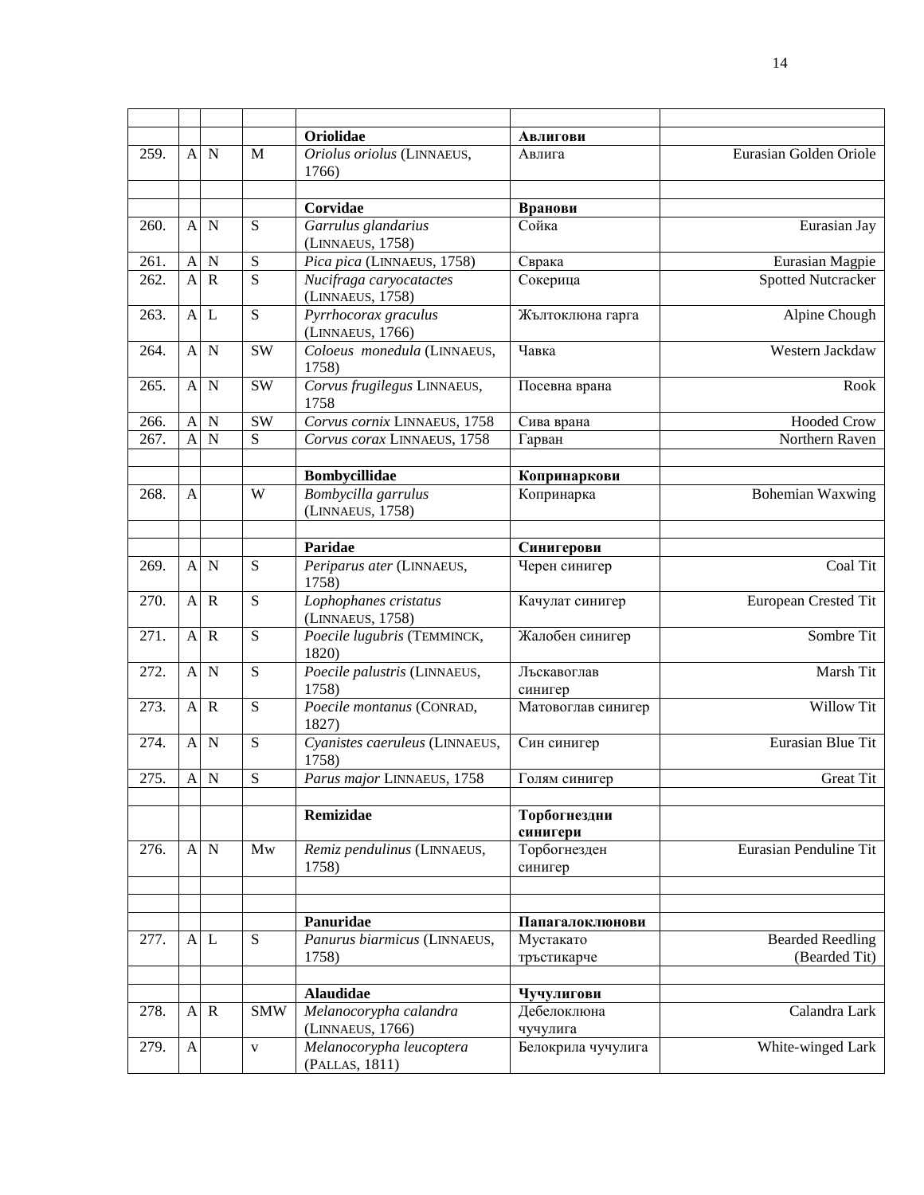| | | | | | | |
|---|---|---|---|---|---|---|
| | | | | **Oriolidae** | **Авлигови** | |
| 259. | A | N | M | *Oriolus oriolus* (LINNAEUS, 1766) | Авлига | Eurasian Golden Oriole |
| | | | | | | |
| | | | | **Corvidae** | **Вранови** | |
| 260. | A | N | S | *Garrulus glandarius* (LINNAEUS, 1758) | Сойка | Eurasian Jay |
| 261. | A | N | S | *Pica pica* (LINNAEUS, 1758) | Сврака | Eurasian Magpie |
| 262. | A | R | S | *Nucifraga caryocatactes* (LINNAEUS, 1758) | Сокерица | Spotted Nutcracker |
| 263. | A | L | S | *Pyrrhocorax graculus* (LINNAEUS, 1766) | Жълтоклюна гарга | Alpine Chough |
| 264. | A | N | SW | *Coloeus monedula* (LINNAEUS, 1758) | Чавка | Western Jackdaw |
| 265. | A | N | SW | *Corvus frugilegus* LINNAEUS, 1758 | Посевна врана | Rook |
| 266. | A | N | SW | *Corvus cornix* LINNAEUS, 1758 | Сива врана | Hooded Crow |
| 267. | A | N | S | *Corvus corax* LINNAEUS, 1758 | Гарван | Northern Raven |
| | | | | | | |
| | | | | **Bombycillidae** | **Копринаркови** | |
| 268. | A | | W | *Bombycilla garrulus* (LINNAEUS, 1758) | Копринарка | Bohemian Waxwing |
| | | | | | | |
| | | | | **Paridae** | **Синигерови** | |
| 269. | A | N | S | *Periparus ater* (LINNAEUS, 1758) | Черен синигер | Coal Tit |
| 270. | A | R | S | *Lophophanes cristatus* (LINNAEUS, 1758) | Качулат синигер | European Crested Tit |
| 271. | A | R | S | *Poecile lugubris* (TEMMINCK, 1820) | Жалобен синигер | Sombre Tit |
| 272. | A | N | S | *Poecile palustris* (LINNAEUS, 1758) | Лъскавоглав синигер | Marsh Tit |
| 273. | A | R | S | *Poecile montanus* (CONRAD, 1827) | Матовоглав синигер | Willow Tit |
| 274. | A | N | S | *Cyanistes caeruleus* (LINNAEUS, 1758) | Син синигер | Eurasian Blue Tit |
| 275. | A | N | S | *Parus major* LINNAEUS, 1758 | Голям синигер | Great Tit |
| | | | | | | |
| | | | | **Remizidae** | **Торбогнездни синигери** | |
| 276. | A | N | Mw | *Remiz pendulinus* (LINNAEUS, 1758) | Торбогнезден синигер | Eurasian Penduline Tit |
| | | | | | | |
| | | | | | | |
| | | | | **Panuridae** | **Папагалоклюнови** | |
| 277. | A | L | S | *Panurus biarmicus* (LINNAEUS, 1758) | Мустакато тръстикарче | Bearded Reedling (Bearded Tit) |
| | | | | | | |
| | | | | **Alaudidae** | **Чучулигови** | |
| 278. | A | R | SMW | *Melanocorypha calandra* (LINNAEUS, 1766) | Дебелоклюна чучулига | Calandra Lark |
| 279. | A | | v | *Melanocorypha leucoptera* (PALLAS, 1811) | Белокрила чучулига | White-winged Lark |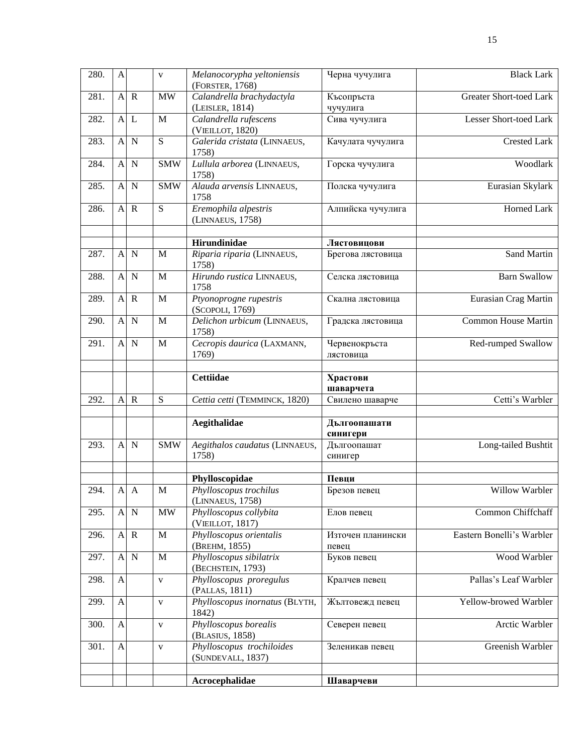| | | | | | | |
|---|---|---|---|---|---|---|
| 280. | A | | v | *Melanocorypha yeltoniensis* (FORSTER, 1768) | Черна чучулига | Black Lark |
| 281. | A | R | MW | *Calandrella brachydactyla* (LEISLER, 1814) | Късопръста чучулига | Greater Short-toed Lark |
| 282. | A | L | M | *Calandrella rufescens* (VIEILLOT, 1820) | Сива чучулига | Lesser Short-toed Lark |
| 283. | A | N | S | *Galerida cristata* (LINNAEUS, 1758) | Качулата чучулига | Crested Lark |
| 284. | A | N | SMW | *Lullula arborea* (LINNAEUS, 1758) | Горска чучулига | Woodlark |
| 285. | A | N | SMW | *Alauda arvensis* LINNAEUS, 1758 | Полска чучулига | Eurasian Skylark |
| 286. | A | R | S | *Eremophila alpestris* (LINNAEUS, 1758) | Алпийска чучулига | Horned Lark |
| | | | | | | |
| | | | | **Hirundinidae** | **Лястовицови** | |
| 287. | A | N | M | *Riparia riparia* (LINNAEUS, 1758) | Брегова лястовица | Sand Martin |
| 288. | A | N | M | *Hirundo rustica* LINNAEUS, 1758 | Селска лястовица | Barn Swallow |
| 289. | A | R | M | *Ptyonoprogne rupestris* (SCOPOLI, 1769) | Скална лястовица | Eurasian Crag Martin |
| 290. | A | N | M | *Delichon urbicum* (LINNAEUS, 1758) | Градска лястовица | Common House Martin |
| 291. | A | N | M | *Cecropis daurica* (LAXMANN, 1769) | Червенокръста лястовица | Red-rumped Swallow |
| | | | | | | |
| | | | | **Cettiidae** | **Храстови шаварчета** | |
| 292. | A | R | S | *Cettia cetti* (TEMMINCK, 1820) | Свилено шаварче | Cetti's Warbler |
| | | | | | | |
| | | | | **Aegithalidae** | **Дългоопашати синигери** | |
| 293. | A | N | SMW | *Aegithalos caudatus* (LINNAEUS, 1758) | Дългоопашат синигер | Long-tailed Bushtit |
| | | | | | | |
| | | | | **Phylloscopidae** | **Певци** | |
| 294. | A | A | M | *Phylloscopus trochilus* (LINNAEUS, 1758) | Брезов певец | Willow Warbler |
| 295. | A | N | MW | *Phylloscopus collybita* (VIEILLOT, 1817) | Елов певец | Common Chiffchaff |
| 296. | A | R | M | *Phylloscopus orientalis* (BREHM, 1855) | Източен планински певец | Eastern Bonelli's Warbler |
| 297. | A | N | M | *Phylloscopus sibilatrix* (BECHSTEIN, 1793) | Буков певец | Wood Warbler |
| 298. | A | | v | *Phylloscopus proregulus* (PALLAS, 1811) | Кралчев певец | Pallas's Leaf Warbler |
| 299. | A | | v | *Phylloscopus inornatus* (BLYTH, 1842) | Жълтовежд певец | Yellow-browed Warbler |
| 300. | A | | v | *Phylloscopus borealis* (BLASIUS, 1858) | Северен певец | Arctic Warbler |
| 301. | A | | v | *Phylloscopus trochiloides* (SUNDEVALL, 1837) | Зеленикав певец | Greenish Warbler |
| | | | | | | |
| | | | | **Acrocephalidae** | **Шаварчеви** | |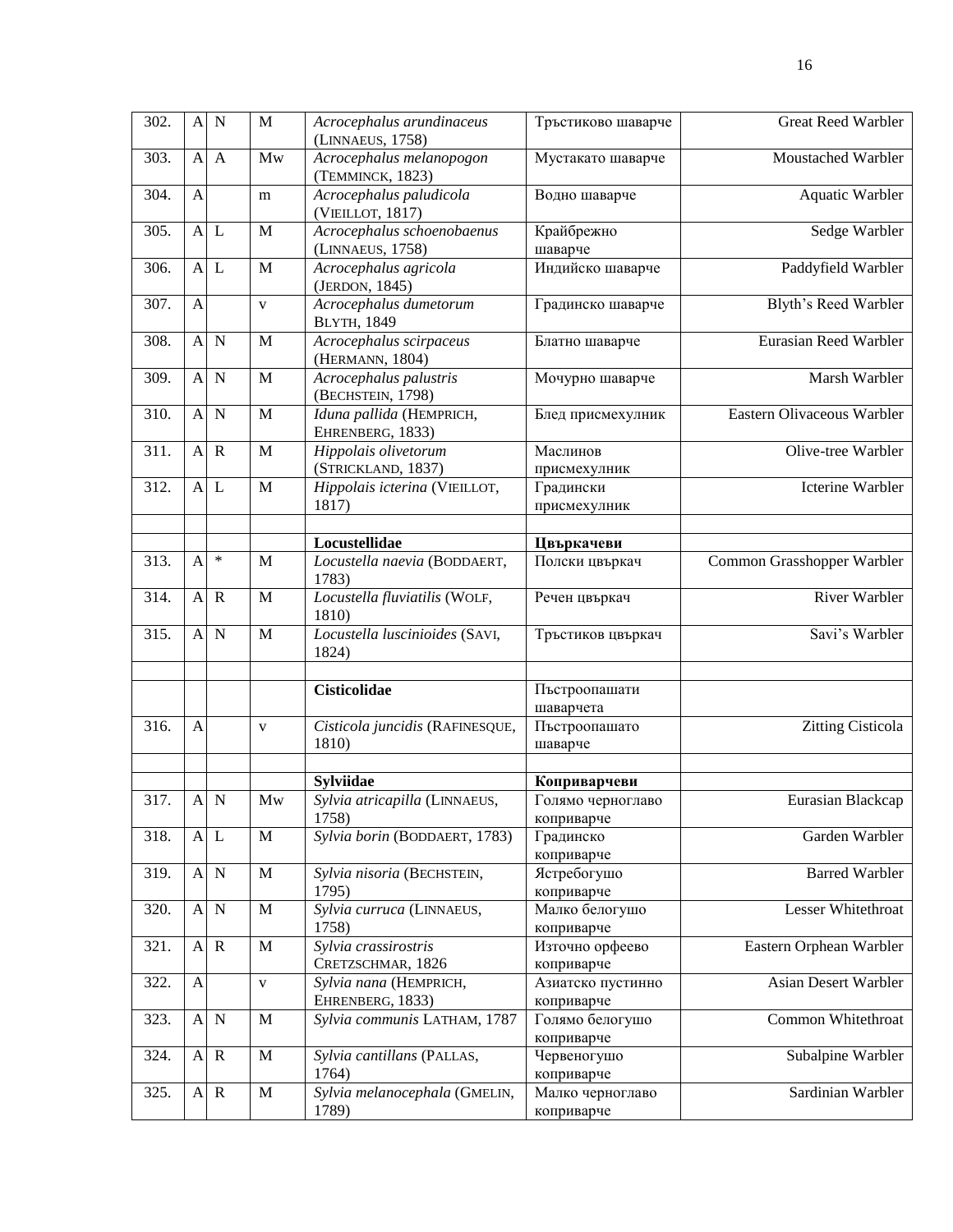| | | | | | | |
|---|---|---|---|---|---|---|
| 302. | A | N | M | *Acrocephalus arundinaceus* (LINNAEUS, 1758) | Тръстиково шаварче | Great Reed Warbler |
| 303. | A | A | Mw | *Acrocephalus melanopogon* (TEMMINCK, 1823) | Мустакато шаварче | Moustached Warbler |
| 304. | A | | m | *Acrocephalus paludicola* (VIEILLOT, 1817) | Водно шаварче | Aquatic Warbler |
| 305. | A | L | M | *Acrocephalus schoenobaenus* (LINNAEUS, 1758) | Крайбрежно шаварче | Sedge Warbler |
| 306. | A | L | M | *Acrocephalus agricola* (JERDON, 1845) | Индийско шаварче | Paddyfield Warbler |
| 307. | A | | v | *Acrocephalus dumetorum* BLYTH, 1849 | Градинско шаварче | Blyth's Reed Warbler |
| 308. | A | N | M | *Acrocephalus scirpaceus* (HERMANN, 1804) | Блатно шаварче | Eurasian Reed Warbler |
| 309. | A | N | M | *Acrocephalus palustris* (BECHSTEIN, 1798) | Мочурно шаварче | Marsh Warbler |
| 310. | A | N | M | *Iduna pallida* (HEMPRICH, EHRENBERG, 1833) | Блед присмехулник | Eastern Olivaceous Warbler |
| 311. | A | R | M | *Hippolais olivetorum* (STRICKLAND, 1837) | Маслинов присмехулник | Olive-tree Warbler |
| 312. | A | L | M | *Hippolais icterina* (VIEILLOT, 1817) | Градински присмехулник | Icterine Warbler |
| | | | | | | |
| | | | | **Locustellidae** | **Цвъркачеви** | |
| 313. | A | * | M | *Locustella naevia* (BODDAERT, 1783) | Полски цвъркач | Common Grasshopper Warbler |
| 314. | A | R | M | *Locustella fluviatilis* (WOLF, 1810) | Речен цвъркач | River Warbler |
| 315. | A | N | M | *Locustella luscinioides* (SAVI, 1824) | Тръстиков цвъркач | Savi's Warbler |
| | | | | | | |
| | | | | **Cisticolidae** | Пъстроопашати шаварчета | |
| 316. | A | | v | *Cisticola juncidis* (RAFINESQUE, 1810) | Пъстроопашато шаварче | Zitting Cisticola |
| | | | | | | |
| | | | | **Sylviidae** | **Коприварчеви** | |
| 317. | A | N | Mw | *Sylvia atricapilla* (LINNAEUS, 1758) | Голямо черноглаво коприварче | Eurasian Blackcap |
| 318. | A | L | M | *Sylvia borin* (BODDAERT, 1783) | Градинско коприварче | Garden Warbler |
| 319. | A | N | M | *Sylvia nisoria* (BECHSTEIN, 1795) | Ястребогушо коприварче | Barred Warbler |
| 320. | A | N | M | *Sylvia curruca* (LINNAEUS, 1758) | Малко белогушо коприварче | Lesser Whitethroat |
| 321. | A | R | M | *Sylvia crassirostris* CRETZSCHMAR, 1826 | Източно орфеево коприварче | Eastern Orphean Warbler |
| 322. | A | | v | *Sylvia nana* (HEMPRICH, EHRENBERG, 1833) | Азиатско пустинно коприварче | Asian Desert Warbler |
| 323. | A | N | M | *Sylvia communis* LATHAM, 1787 | Голямо белогушо коприварче | Common Whitethroat |
| 324. | A | R | M | *Sylvia cantillans* (PALLAS, 1764) | Червеногушо коприварче | Subalpine Warbler |
| 325. | A | R | M | *Sylvia melanocephala* (GMELIN, 1789) | Малко черноглаво коприварче | Sardinian Warbler |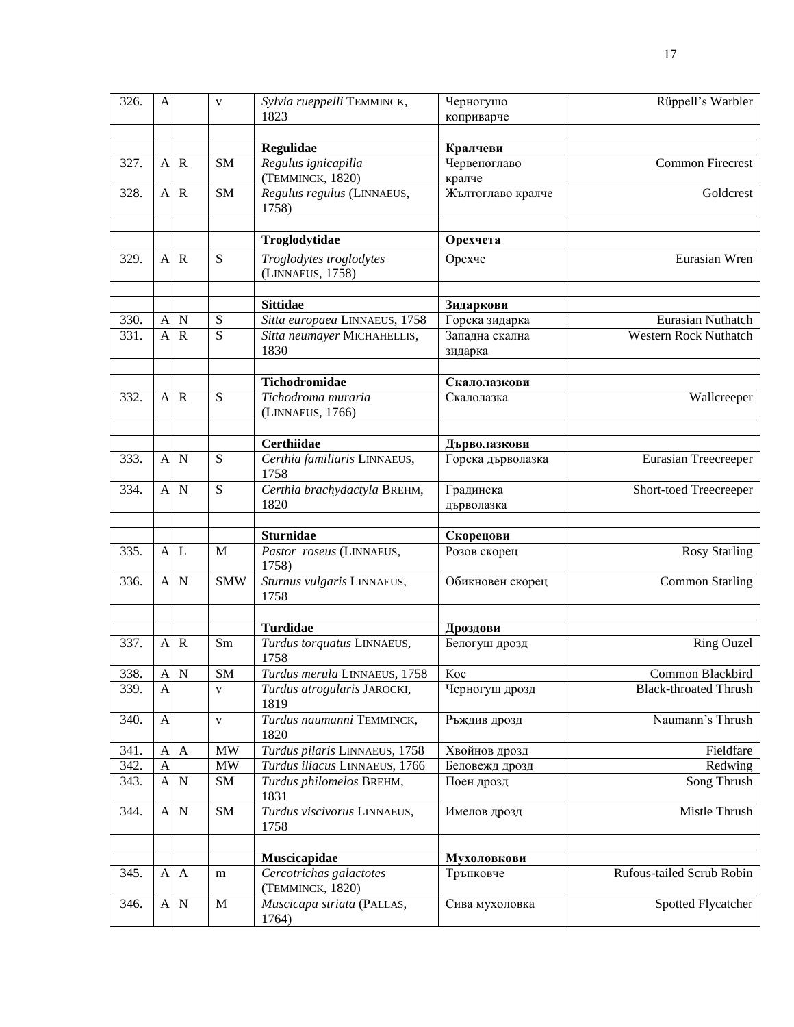| | | | | | | |
|---|---|---|---|---|---|---|
| 326. | A | | v | *Sylvia rueppelli* TEMMINCK, 1823 | Черногушо коприварче | Rüppell's Warbler |
| | | | | | | |
| | | | | **Regulidae** | **Кралчеви** | |
| 327. | A | R | SM | *Regulus ignicapilla* (TEMMINCK, 1820) | Червеноглаво кралче | Common Firecrest |
| 328. | A | R | SM | *Regulus regulus* (LINNAEUS, 1758) | Жълтоглаво кралче | Goldcrest |
| | | | | | | |
| | | | | **Troglodytidae** | **Орехчета** | |
| 329. | A | R | S | *Troglodytes troglodytes* (LINNAEUS, 1758) | Орехче | Eurasian Wren |
| | | | | | | |
| | | | | **Sittidae** | **Зидаркови** | |
| 330. | A | N | S | *Sitta europaea* LINNAEUS, 1758 | Горска зидарка | Eurasian Nuthatch |
| 331. | A | R | S | *Sitta neumayer* MICHAHELLIS, 1830 | Западна скална зидарка | Western Rock Nuthatch |
| | | | | | | |
| | | | | **Tichodromidae** | **Скалолазкови** | |
| 332. | A | R | S | *Tichodroma muraria* (LINNAEUS, 1766) | Скалолазка | Wallcreeper |
| | | | | | | |
| | | | | **Certhiidae** | **Дърволазкови** | |
| 333. | A | N | S | *Certhia familiaris* LINNAEUS, 1758 | Горска дърволазка | Eurasian Treecreeper |
| 334. | A | N | S | *Certhia brachydactyla* BREHM, 1820 | Градинска дърволазка | Short-toed Treecreeper |
| | | | | | | |
| | | | | **Sturnidae** | **Скорецови** | |
| 335. | A | L | M | *Pastor roseus* (LINNAEUS, 1758) | Розов скорец | Rosy Starling |
| 336. | A | N | SMW | *Sturnus vulgaris* LINNAEUS, 1758 | Обикновен скорец | Common Starling |
| | | | | | | |
| | | | | **Turdidae** | **Дроздови** | |
| 337. | A | R | Sm | *Turdus torquatus* LINNAEUS, 1758 | Белогуш дрозд | Ring Ouzel |
| 338. | A | N | SM | *Turdus merula* LINNAEUS, 1758 | Кос | Common Blackbird |
| 339. | A | | v | *Turdus atrogularis* JAROCKI, 1819 | Черногуш дрозд | Black-throated Thrush |
| 340. | A | | v | *Turdus naumanni* TEMMINCK, 1820 | Ръждив дрозд | Naumann's Thrush |
| 341. | A | A | MW | *Turdus pilaris* LINNAEUS, 1758 | Хвойнов дрозд | Fieldfare |
| 342. | A | | MW | *Turdus iliacus* LINNAEUS, 1766 | Беловежд дрозд | Redwing |
| 343. | A | N | SM | *Turdus philomelos* BREHM, 1831 | Поен дрозд | Song Thrush |
| 344. | A | N | SM | *Turdus viscivorus* LINNAEUS, 1758 | Имелов дрозд | Mistle Thrush |
| | | | | | | |
| | | | | **Muscicapidae** | **Мухоловкови** | |
| 345. | A | A | m | *Cercotrichas galactotes* (TEMMINCK, 1820) | Трънковче | Rufous-tailed Scrub Robin |
| 346. | A | N | M | *Muscicapa striata* (PALLAS, 1764) | Сива мухоловка | Spotted Flycatcher |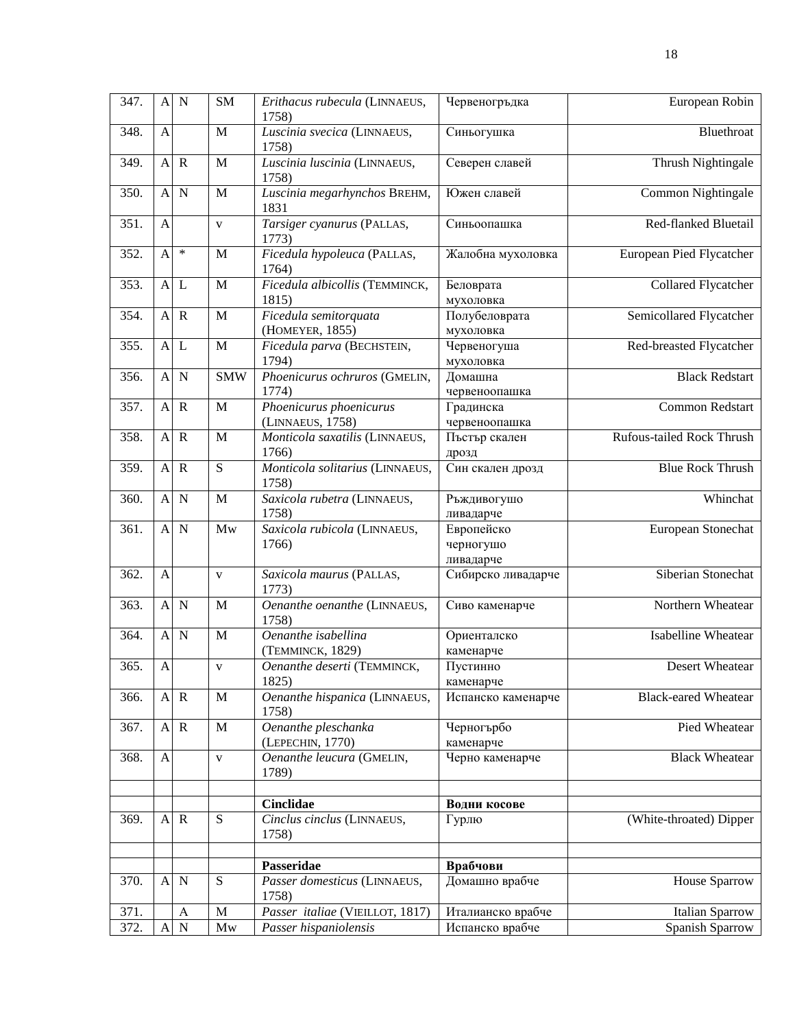| 347. | A | N | SM | *Erithacus rubecula* (LINNAEUS, 1758) | Червеногръдка | European Robin |
|---|---|---|---|---|---|---|
| 348. | A | | M | *Luscinia svecica* (LINNAEUS, 1758) | Синьогушка | Bluethroat |
| 349. | A | R | M | *Luscinia luscinia* (LINNAEUS, 1758) | Северен славей | Thrush Nightingale |
| 350. | A | N | M | *Luscinia megarhynchos* BREHM, 1831 | Южен славей | Common Nightingale |
| 351. | A | | v | *Tarsiger cyanurus* (PALLAS, 1773) | Синьоопашка | Red-flanked Bluetail |
| 352. | A | * | M | *Ficedula hypoleuca* (PALLAS, 1764) | Жалобна мухоловка | European Pied Flycatcher |
| 353. | A | L | M | *Ficedula albicollis* (TEMMINCK, 1815) | Беловрата мухоловка | Collared Flycatcher |
| 354. | A | R | M | *Ficedula semitorquata* (HOMEYER, 1855) | Полубеловрата мухоловка | Semicollared Flycatcher |
| 355. | A | L | M | *Ficedula parva* (BECHSTEIN, 1794) | Червеногуша мухоловка | Red-breasted Flycatcher |
| 356. | A | N | SMW | *Phoenicurus ochruros* (GMELIN, 1774) | Домашна червеноопашка | Black Redstart |
| 357. | A | R | M | *Phoenicurus phoenicurus* (LINNAEUS, 1758) | Градинска червеноопашка | Common Redstart |
| 358. | A | R | M | *Monticola saxatilis* (LINNAEUS, 1766) | Пъстър скален дрозд | Rufous-tailed Rock Thrush |
| 359. | A | R | S | *Monticola solitarius* (LINNAEUS, 1758) | Син скален дрозд | Blue Rock Thrush |
| 360. | A | N | M | *Saxicola rubetra* (LINNAEUS, 1758) | Ръждивогушо ливадарче | Whinchat |
| 361. | A | N | Mw | *Saxicola rubicola* (LINNAEUS, 1766) | Европейско черногушо ливадарче | European Stonechat |
| 362. | A | | v | *Saxicola maurus* (PALLAS, 1773) | Сибирско ливадарче | Siberian Stonechat |
| 363. | A | N | M | *Oenanthe oenanthe* (LINNAEUS, 1758) | Сиво каменарче | Northern Wheatear |
| 364. | A | N | M | *Oenanthe isabellina* (TEMMINCK, 1829) | Ориенталско каменарче | Isabelline Wheatear |
| 365. | A | | v | *Oenanthe deserti* (TEMMINCK, 1825) | Пустинно каменарче | Desert Wheatear |
| 366. | A | R | M | *Oenanthe hispanica* (LINNAEUS, 1758) | Испанско каменарче | Black-eared Wheatear |
| 367. | A | R | M | *Oenanthe pleschanka* (LEPECHIN, 1770) | Черногърбо каменарче | Pied Wheatear |
| 368. | A | | v | *Oenanthe leucura* (GMELIN, 1789) | Черно каменарче | Black Wheatear |
| | | | | | | |
| | | | | **Cinclidae** | **Водни косове** | |
| 369. | A | R | S | *Cinclus cinclus* (LINNAEUS, 1758) | Гурлю | (White-throated) Dipper |
| | | | | | | |
| | | | | **Passeridae** | **Врабчови** | |
| 370. | A | N | S | *Passer domesticus* (LINNAEUS, 1758) | Домашно врабче | House Sparrow |
| 371. | | A | M | *Passer italiae* (VIEILLOT, 1817) | Италианско врабче | Italian Sparrow |
| 372. | A | N | Mw | *Passer hispaniolensis* | Испанско врабче | Spanish Sparrow |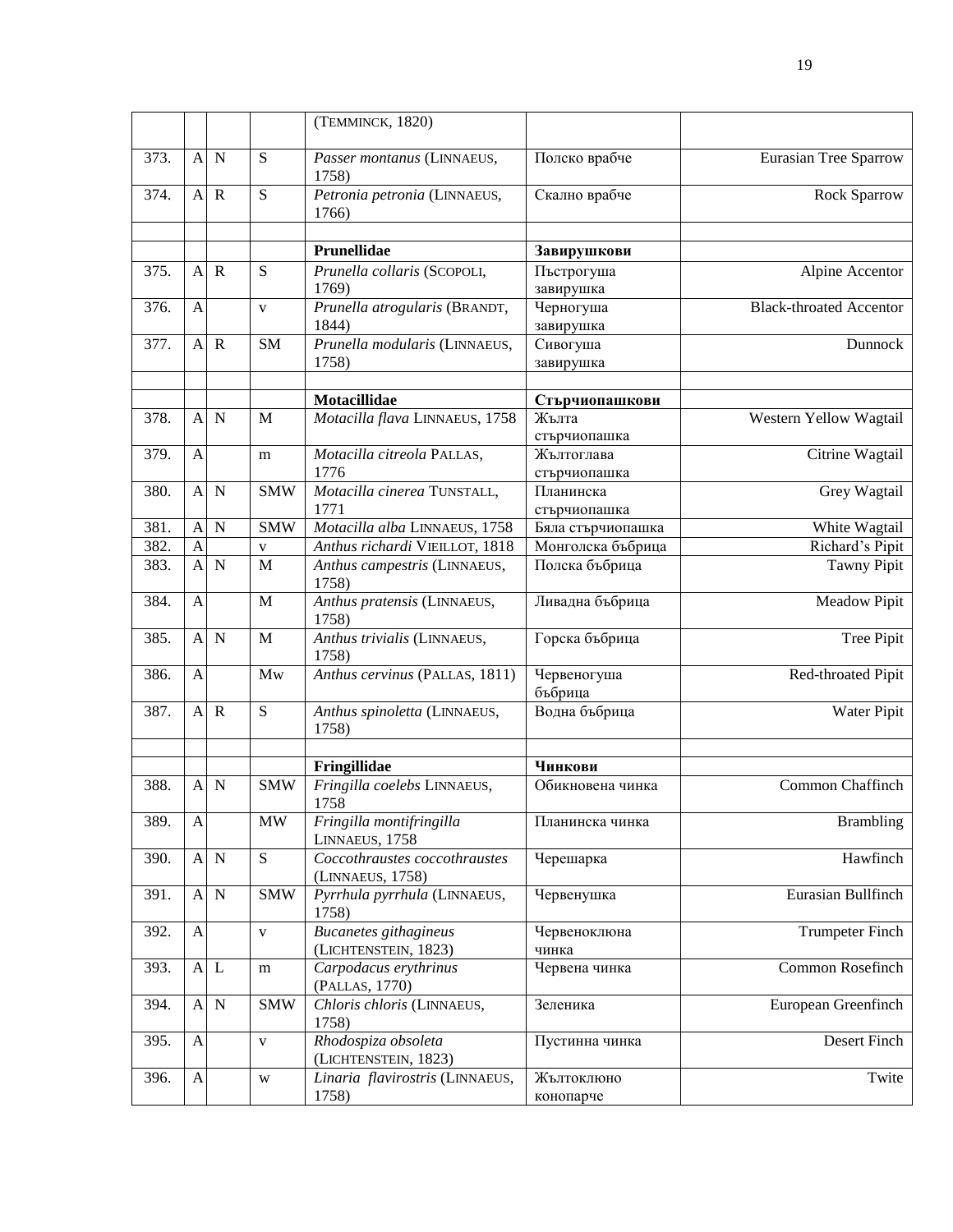|  |  |  |  | (Temminck, 1820) |  |  |
|---|---|---|---|---|---|---|
| 373. | A | N | S | *Passer montanus* (Linnaeus, 1758) | Полско врабче | Eurasian Tree Sparrow |
| 374. | A | R | S | *Petronia petronia* (Linnaeus, 1766) | Скално врабче | Rock Sparrow |
|  |  |  |  |  |  |  |
|  |  |  |  | **Prunellidae** | **Завирушкови** |  |
| 375. | A | R | S | *Prunella collaris* (Scopoli, 1769) | Пъстрогуша завирушка | Alpine Accentor |
| 376. | A |  | v | *Prunella atrogularis* (Brandt, 1844) | Черногуша завирушка | Black-throated Accentor |
| 377. | A | R | SM | *Prunella modularis* (Linnaeus, 1758) | Сивогуша завирушка | Dunnock |
|  |  |  |  |  |  |  |
|  |  |  |  | **Motacillidae** | **Стърчиопашкови** |  |
| 378. | A | N | M | *Motacilla flava* Linnaeus, 1758 | Жълта стърчиопашка | Western Yellow Wagtail |
| 379. | A |  | m | *Motacilla citreola* Pallas, 1776 | Жълтоглава стърчиопашка | Citrine Wagtail |
| 380. | A | N | SMW | *Motacilla cinerea* Tunstall, 1771 | Планинска стърчиопашка | Grey Wagtail |
| 381. | A | N | SMW | *Motacilla alba* Linnaeus, 1758 | Бяла стърчиопашка | White Wagtail |
| 382. | A |  | v | *Anthus richardi* Vieillot, 1818 | Монголска бъбрица | Richard's Pipit |
| 383. | A | N | M | *Anthus campestris* (Linnaeus, 1758) | Полска бъбрица | Tawny Pipit |
| 384. | A |  | M | *Anthus pratensis* (Linnaeus, 1758) | Ливадна бъбрица | Meadow Pipit |
| 385. | A | N | M | *Anthus trivialis* (Linnaeus, 1758) | Горска бъбрица | Tree Pipit |
| 386. | A |  | Mw | *Anthus cervinus* (Pallas, 1811) | Червеногуша бъбрица | Red-throated Pipit |
| 387. | A | R | S | *Anthus spinoletta* (Linnaeus, 1758) | Водна бъбрица | Water Pipit |
|  |  |  |  |  |  |  |
|  |  |  |  | **Fringillidae** | **Чинкови** |  |
| 388. | A | N | SMW | *Fringilla coelebs* Linnaeus, 1758 | Обикновена чинка | Common Chaffinch |
| 389. | A |  | MW | *Fringilla montifringilla* Linnaeus, 1758 | Планинска чинка | Brambling |
| 390. | A | N | S | *Coccothraustes coccothraustes* (Linnaeus, 1758) | Черешарка | Hawfinch |
| 391. | A | N | SMW | *Pyrrhula pyrrhula* (Linnaeus, 1758) | Червенушка | Eurasian Bullfinch |
| 392. | A |  | v | *Bucanetes githagineus* (Lichtenstein, 1823) | Червеноклюна чинка | Trumpeter Finch |
| 393. | A | L | m | *Carpodacus erythrinus* (Pallas, 1770) | Червена чинка | Common Rosefinch |
| 394. | A | N | SMW | *Chloris chloris* (Linnaeus, 1758) | Зеленика | European Greenfinch |
| 395. | A |  | v | *Rhodospiza obsoleta* (Lichtenstein, 1823) | Пустинна чинка | Desert Finch |
| 396. | A |  | w | *Linaria flavirostris* (Linnaeus, 1758) | Жълтоклюно конопарче | Twite |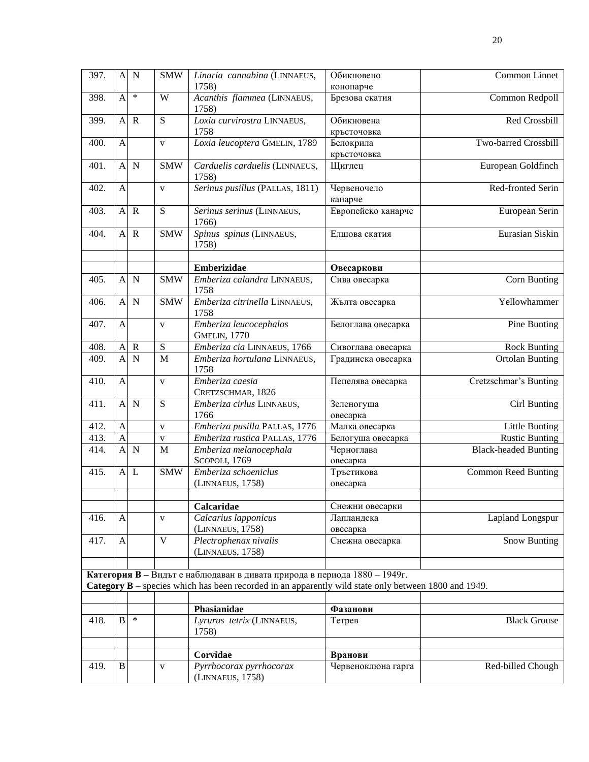| | | | | | | |
|---|---|---|---|---|---|---|
| 397. | A | N | SMW | *Linaria cannabina* (LINNAEUS, 1758) | Обикновено конопарче | Common Linnet |
| 398. | A | * | W | *Acanthis flammea* (LINNAEUS, 1758) | Брезова скатия | Common Redpoll |
| 399. | A | R | S | *Loxia curvirostra* LINNAEUS, 1758 | Обикновена кръсточовка | Red Crossbill |
| 400. | A | | v | *Loxia leucoptera* GMELIN, 1789 | Белокрила кръсточовка | Two-barred Crossbill |
| 401. | A | N | SMW | *Carduelis carduelis* (LINNAEUS, 1758) | Щиглец | European Goldfinch |
| 402. | A | | v | *Serinus pusillus* (PALLAS, 1811) | Червеночело канарче | Red-fronted Serin |
| 403. | A | R | S | *Serinus serinus* (LINNAEUS, 1766) | Европейско канарче | European Serin |
| 404. | A | R | SMW | *Spinus spinus* (LINNAEUS, 1758) | Елшова скатия | Eurasian Siskin |
| | | | | | | |
| | | | | **Emberizidae** | **Овесаркови** | |
| 405. | A | N | SMW | *Emberiza calandra* LINNAEUS, 1758 | Сива овесарка | Corn Bunting |
| 406. | A | N | SMW | *Emberiza citrinella* LINNAEUS, 1758 | Жълта овесарка | Yellowhammer |
| 407. | A | | v | *Emberiza leucocephalos* GMELIN, 1770 | Белоглава овесарка | Pine Bunting |
| 408. | A | R | S | *Emberiza cia* LINNAEUS, 1766 | Сивоглава овесарка | Rock Bunting |
| 409. | A | N | M | *Emberiza hortulana* LINNAEUS, 1758 | Градинска овесарка | Ortolan Bunting |
| 410. | A | | v | *Emberiza caesia* CRETZSCHMAR, 1826 | Пепелява овесарка | Cretzschmar's Bunting |
| 411. | A | N | S | *Emberiza cirlus* LINNAEUS, 1766 | Зеленогуша овесарка | Cirl Bunting |
| 412. | A | | v | *Emberiza pusilla* PALLAS, 1776 | Малка овесарка | Little Bunting |
| 413. | A | | v | *Emberiza rustica* PALLAS, 1776 | Белогуша овесарка | Rustic Bunting |
| 414. | A | N | M | *Emberiza melanocephala* SCOPOLI, 1769 | Черноглава овесарка | Black-headed Bunting |
| 415. | A | L | SMW | *Emberiza schoeniclus* (LINNAEUS, 1758) | Тръстикова овесарка | Common Reed Bunting |
| | | | | | | |
| | | | | **Calcaridae** | Снежни овесарки | |
| 416. | A | | v | *Calcarius lapponicus* (LINNAEUS, 1758) | Лапландска овесарка | Lapland Longspur |
| 417. | A | | V | *Plectrophenax nivalis* (LINNAEUS, 1758) | Снежна овесарка | Snow Bunting |
| | | | | | | |
| **Категория B** – Видът е наблюдаван в дивата природа в периода 1880 – 1949г. **Category B** – species which has been recorded in an apparently wild state only between 1800 and 1949. | | | | | | |
| | | | | | | |
| | | | | **Phasianidae** | **Фазанови** | |
| 418. | B | * | | *Lyrurus tetrix* (LINNAEUS, 1758) | Тетрев | Black Grouse |
| | | | | | | |
| | | | | **Corvidae** | **Вранови** | |
| 419. | B | | v | *Pyrrhocorax pyrrhocorax* (LINNAEUS, 1758) | Червеноклюна гарга | Red-billed Chough |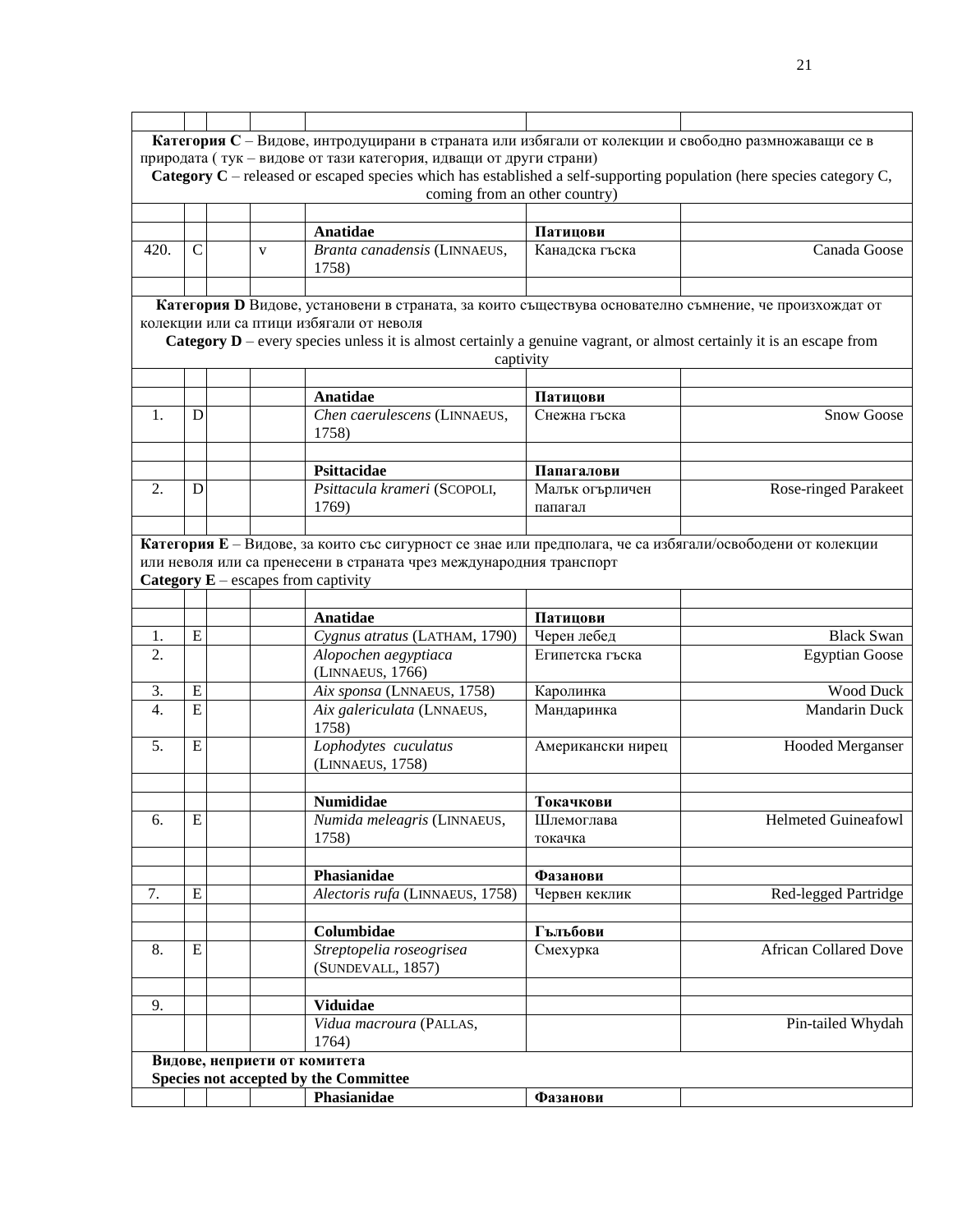| | | | | | | |
|---|---|---|---|---|---|---|
| **Категория C** – Видове, интродуцирани в страната или избягали от колекции и свободно размножаващи се в природата ( тук – видове от тази категория, идващи от други страни)<br>**Category C** – released or escaped species which has established a self-supporting population (here species category C, coming from an other country) | | | | | | |
| | | | | | | |
| | | | | **Anatidae** | **Патицови** | |
| 420. | C | | v | *Branta canadensis* (LINNAEUS, 1758) | Канадска гъска | Canada Goose |
| | | | | | | |
| **Категория D** Видове, установени в страната, за които съществува основателно съмнение, че произхождат от колекции или са птици избягали от неволя<br>**Category D** – every species unless it is almost certainly a genuine vagrant, or almost certainly it is an escape from captivity | | | | | | |
| | | | | | | |
| | | | | **Anatidae** | **Патицови** | |
| 1. | D | | | *Chen caerulescens* (LINNAEUS, 1758) | Снежна гъска | Snow Goose |
| | | | | | | |
| | | | | **Psittacidae** | **Папагалови** | |
| 2. | D | | | *Psittacula krameri* (SCOPOLI, 1769) | Малък огърличен папагал | Rose-ringed Parakeet |
| | | | | | | |
| **Категория E** – Видове, за които със сигурност се знае или предполага, че са избягали/освободени от колекции или неволя или са пренесени в страната чрез международния транспорт<br>**Category E** – escapes from captivity | | | | | | |
| | | | | | | |
| | | | | **Anatidae** | **Патицови** | |
| 1. | E | | | *Cygnus atratus* (LATHAM, 1790) | Черен лебед | Black Swan |
| 2. | | | | *Alopochen aegyptiaca* (LINNAEUS, 1766) | Египетска гъска | Egyptian Goose |
| 3. | E | | | *Aix sponsa* (LNNAEUS, 1758) | Каролинка | Wood Duck |
| 4. | E | | | *Aix galericulata* (LNNAEUS, 1758) | Мандаринка | Mandarin Duck |
| 5. | E | | | *Lophodytes cuculatus* (LINNAEUS, 1758) | Американски нирец | Hooded Merganser |
| | | | | | | |
| | | | | **Numididae** | **Токачкови** | |
| 6. | E | | | *Numida meleagris* (LINNAEUS, 1758) | Шлемоглава токачка | Helmeted Guineafowl |
| | | | | | | |
| | | | | **Phasianidae** | **Фазанови** | |
| 7. | E | | | *Alectoris rufa* (LINNAEUS, 1758) | Червен кеклик | Red-legged Partridge |
| | | | | | | |
| | | | | **Columbidae** | **Гълъбови** | |
| 8. | E | | | *Streptopelia roseogrisea* (SUNDEVALL, 1857) | Смехурка | African Collared Dove |
| | | | | | | |
| 9. | | | | **Viduidae** | | |
| | | | | *Vidua macroura* (PALLAS, 1764) | | Pin-tailed Whydah |
| **Видове, неприети от комитета**<br>**Species not accepted by the Committee** | | | | | | |
| | | | | **Phasianidae** | **Фазанови** | |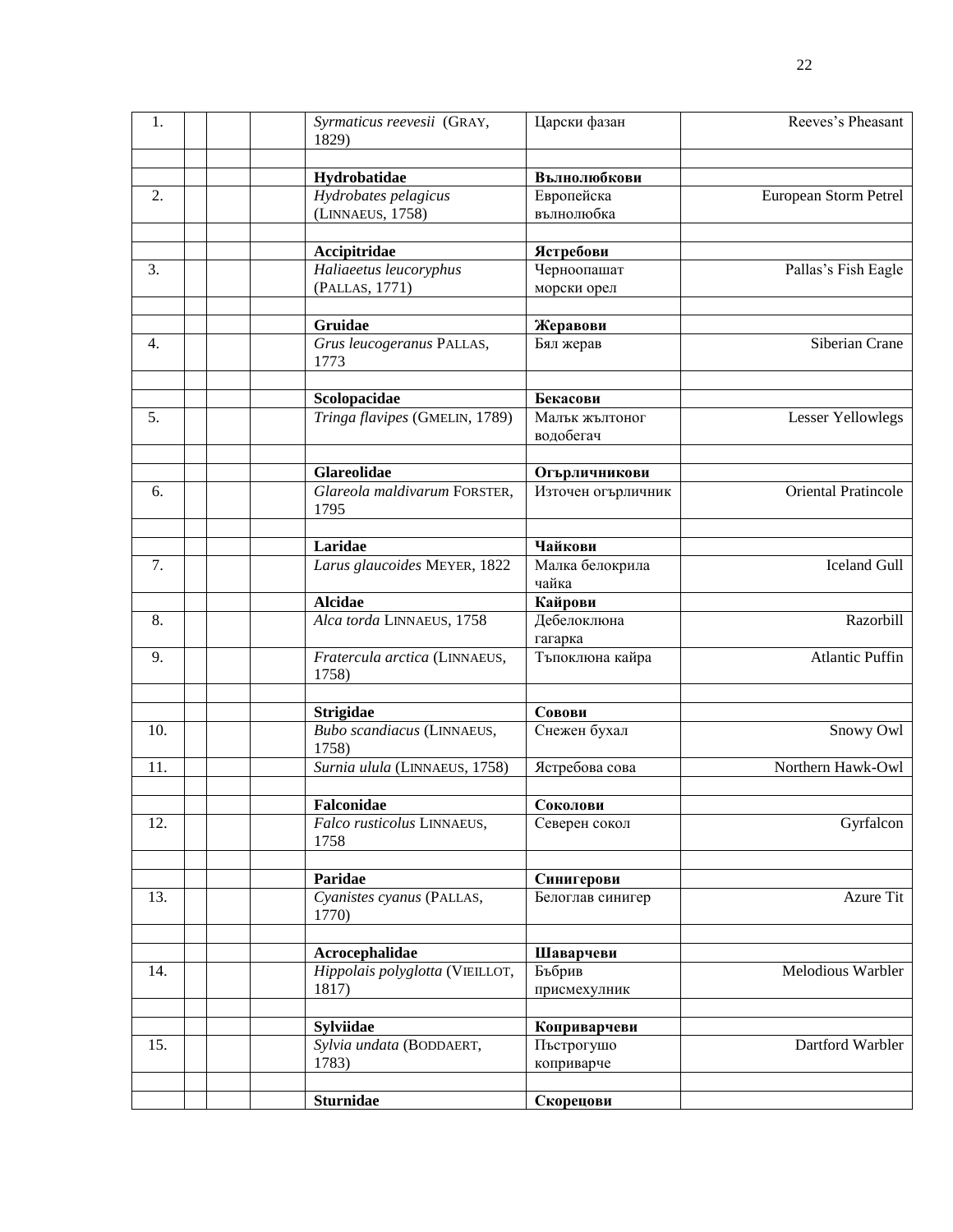| | | | | | | |
|---|---|---|---|---|---|---|
| 1. | | | | *Syrmaticus reevesii* (GRAY, 1829) | Царски фазан | Reeves's Pheasant |
| | | | | | | |
| | | | | **Hydrobatidae** | **Вълнолюбкови** | |
| 2. | | | | *Hydrobates pelagicus* (LINNAEUS, 1758) | Европейска вълнолюбка | European Storm Petrel |
| | | | | | | |
| | | | | **Accipitridae** | **Ястребови** | |
| 3. | | | | *Haliaeetus leucoryphus* (PALLAS, 1771) | Черноопашат морски орел | Pallas's Fish Eagle |
| | | | | | | |
| | | | | **Gruidae** | **Жеравови** | |
| 4. | | | | *Grus leucogeranus* PALLAS, 1773 | Бял жерав | Siberian Crane |
| | | | | | | |
| | | | | **Scolopacidae** | **Бекасови** | |
| 5. | | | | *Tringa flavipes* (GMELIN, 1789) | Малък жълтоног водобегач | Lesser Yellowlegs |
| | | | | | | |
| | | | | **Glareolidae** | **Огърличникови** | |
| 6. | | | | *Glareola maldivarum* FORSTER, 1795 | Източен огърличник | Oriental Pratincole |
| | | | | | | |
| | | | | **Laridae** | **Чайкови** | |
| 7. | | | | *Larus glaucoides* MEYER, 1822 | Малка белокрила чайка | Iceland Gull |
| | | | | **Alcidae** | **Кайрови** | |
| 8. | | | | *Alca torda* LINNAEUS, 1758 | Дебелоклюна гагарка | Razorbill |
| 9. | | | | *Fratercula arctica* (LINNAEUS, 1758) | Тъпоклюна кайра | Atlantic Puffin |
| | | | | | | |
| | | | | **Strigidae** | **Совови** | |
| 10. | | | | *Bubo scandiacus* (LINNAEUS, 1758) | Снежен бухал | Snowy Owl |
| 11. | | | | *Surnia ulula* (LINNAEUS, 1758) | Ястребова сова | Northern Hawk-Owl |
| | | | | | | |
| | | | | **Falconidae** | **Соколови** | |
| 12. | | | | *Falco rusticolus* LINNAEUS, 1758 | Северен сокол | Gyrfalcon |
| | | | | | | |
| | | | | **Paridae** | **Синигерови** | |
| 13. | | | | *Cyanistes cyanus* (PALLAS, 1770) | Белоглав синигер | Azure Tit |
| | | | | | | |
| | | | | **Acrocephalidae** | **Шаварчеви** | |
| 14. | | | | *Hippolais polyglotta* (VIEILLOT, 1817) | Бъбрив присмехулник | Melodious Warbler |
| | | | | | | |
| | | | | **Sylviidae** | **Коприварчеви** | |
| 15. | | | | *Sylvia undata* (BODDAERT, 1783) | Пъстрогушо коприварче | Dartford Warbler |
| | | | | | | |
| | | | | **Sturnidae** | **Скорецови** | |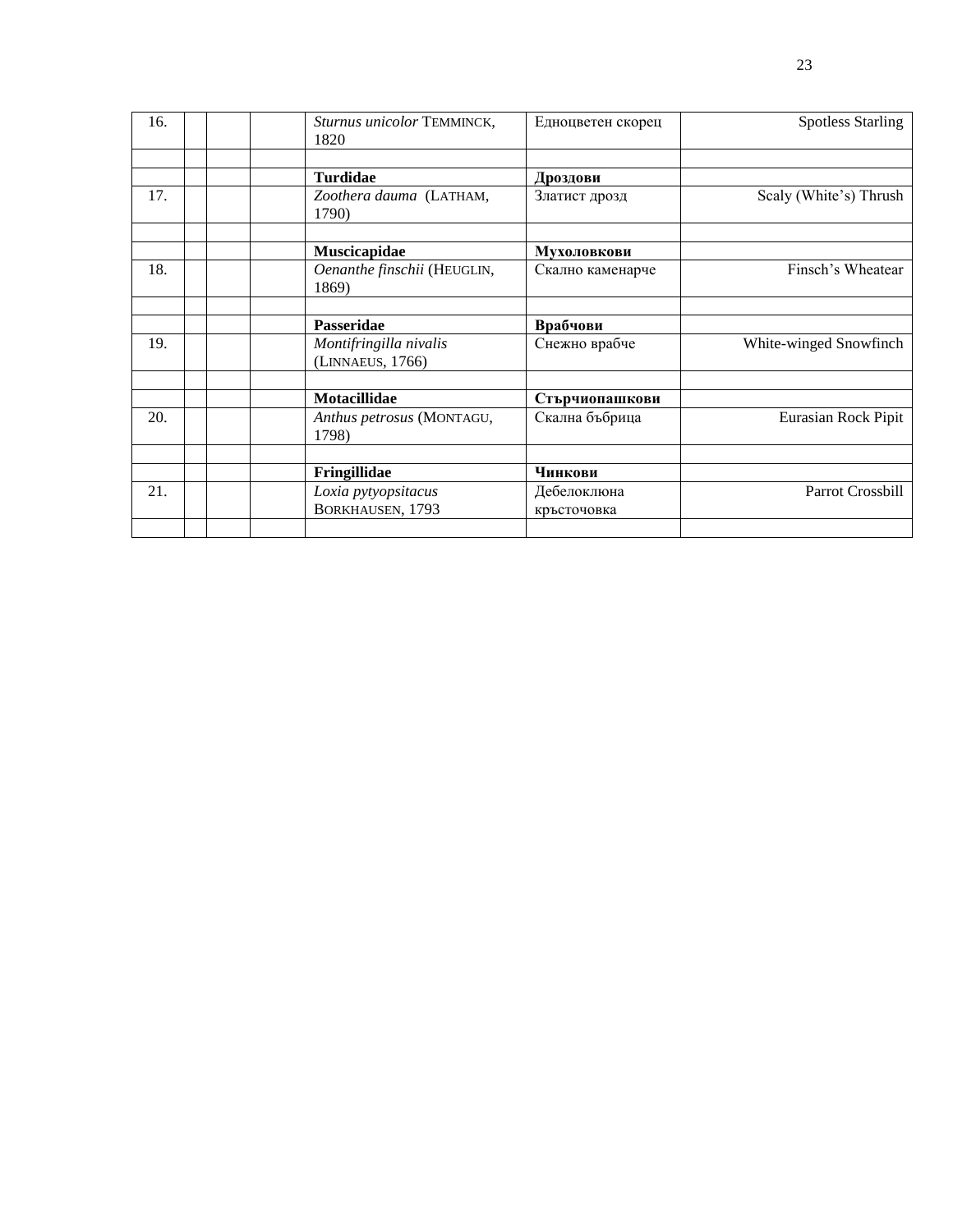| | | | | | | |
|---|---|---|---|---|---|---|
| 16. | | | | *Sturnus unicolor* TEMMINCK, 1820 | Едноцветен скорец | Spotless Starling |
| | | | | | | |
| | | | | **Turdidae** | **Дроздови** | |
| 17. | | | | *Zoothera dauma* (LATHAM, 1790) | Златист дрозд | Scaly (White's) Thrush |
| | | | | | | |
| | | | | **Muscicapidae** | **Мухоловкови** | |
| 18. | | | | *Oenanthe finschii* (HEUGLIN, 1869) | Скално каменарче | Finsch's Wheatear |
| | | | | | | |
| | | | | **Passeridae** | **Врабчови** | |
| 19. | | | | *Montifringilla nivalis* (LINNAEUS, 1766) | Снежно врабче | White-winged Snowfinch |
| | | | | | | |
| | | | | **Motacillidae** | **Стърчиопашкови** | |
| 20. | | | | *Anthus petrosus* (MONTAGU, 1798) | Скална бъбрица | Eurasian Rock Pipit |
| | | | | | | |
| | | | | **Fringillidae** | **Чинкови** | |
| 21. | | | | *Loxia pytyopsitacus* BORKHAUSEN, 1793 | Дебелоклюна кръсточовка | Parrot Crossbill |
| | | | | | | |